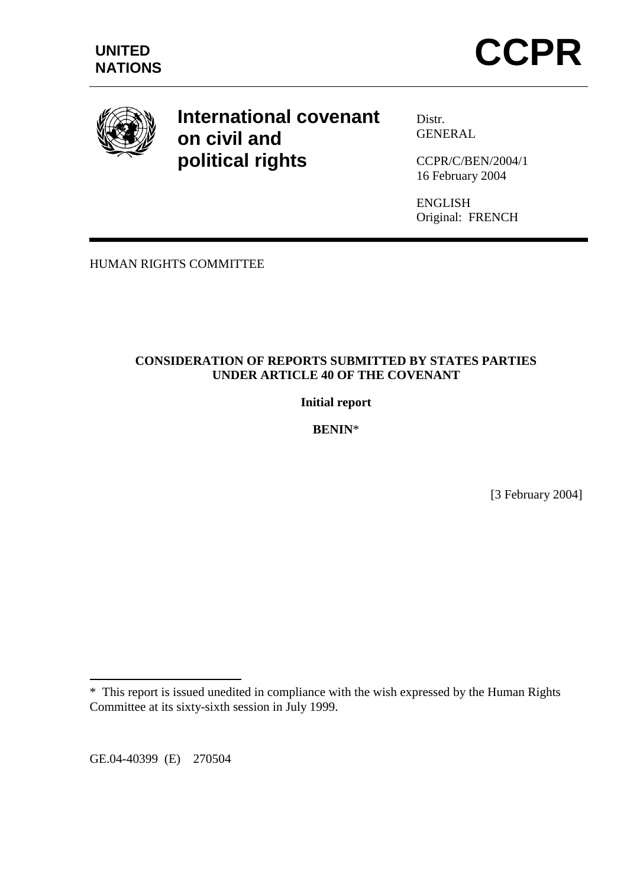**UNITED NATIONS**

# CCPR

## International covenant on civil and political rights

Distr.
GENERAL

CCPR/C/BEN/2004/1
16 February 2004

ENGLISH
Original: FRENCH

HUMAN RIGHTS COMMITTEE

**CONSIDERATION OF REPORTS SUBMITTED BY STATES PARTIES UNDER ARTICLE 40 OF THE COVENANT**

**Initial report**

**BENIN***

[3 February 2004]

---

* This report is issued unedited in compliance with the wish expressed by the Human Rights Committee at its sixty-sixth session in July 1999.

GE.04-40399 (E) 270504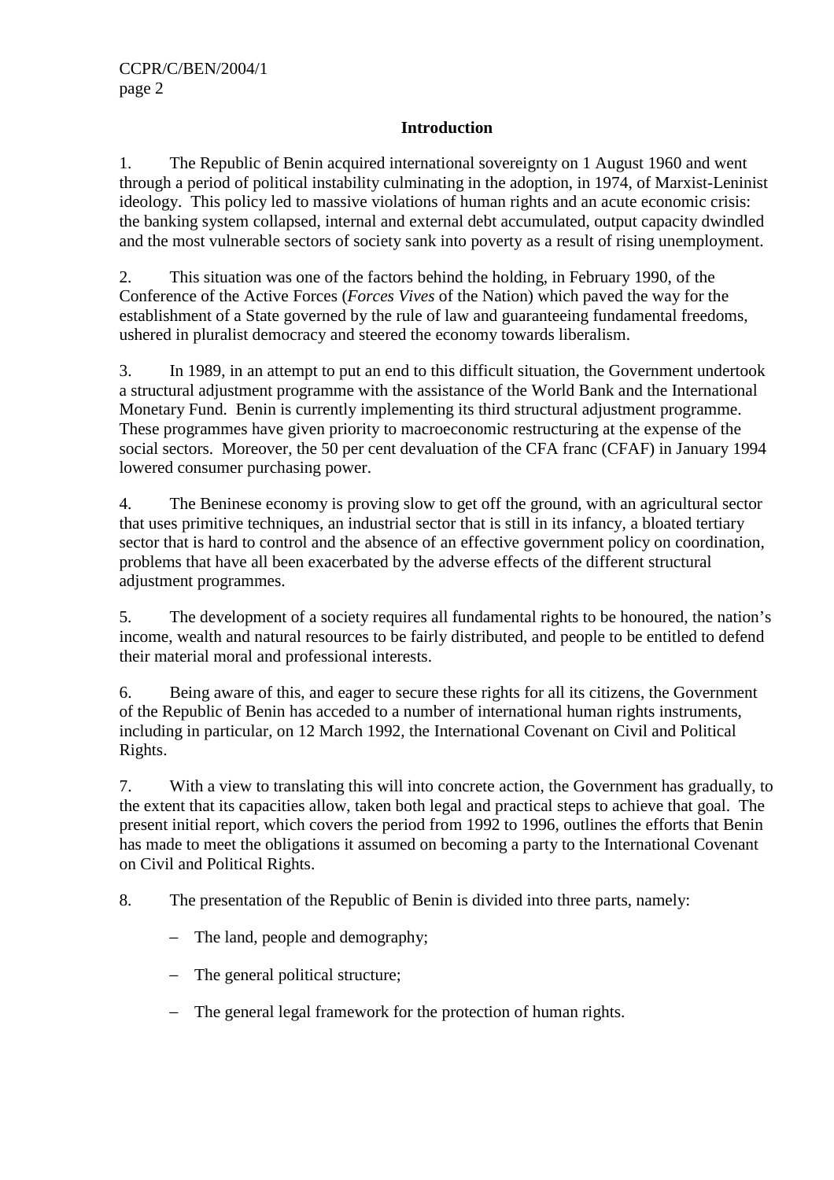## Introduction

1. The Republic of Benin acquired international sovereignty on 1 August 1960 and went through a period of political instability culminating in the adoption, in 1974, of Marxist-Leninist ideology. This policy led to massive violations of human rights and an acute economic crisis: the banking system collapsed, internal and external debt accumulated, output capacity dwindled and the most vulnerable sectors of society sank into poverty as a result of rising unemployment.

2. This situation was one of the factors behind the holding, in February 1990, of the Conference of the Active Forces (*Forces Vives* of the Nation) which paved the way for the establishment of a State governed by the rule of law and guaranteeing fundamental freedoms, ushered in pluralist democracy and steered the economy towards liberalism.

3. In 1989, in an attempt to put an end to this difficult situation, the Government undertook a structural adjustment programme with the assistance of the World Bank and the International Monetary Fund. Benin is currently implementing its third structural adjustment programme. These programmes have given priority to macroeconomic restructuring at the expense of the social sectors. Moreover, the 50 per cent devaluation of the CFA franc (CFAF) in January 1994 lowered consumer purchasing power.

4. The Beninese economy is proving slow to get off the ground, with an agricultural sector that uses primitive techniques, an industrial sector that is still in its infancy, a bloated tertiary sector that is hard to control and the absence of an effective government policy on coordination, problems that have all been exacerbated by the adverse effects of the different structural adjustment programmes.

5. The development of a society requires all fundamental rights to be honoured, the nation's income, wealth and natural resources to be fairly distributed, and people to be entitled to defend their material moral and professional interests.

6. Being aware of this, and eager to secure these rights for all its citizens, the Government of the Republic of Benin has acceded to a number of international human rights instruments, including in particular, on 12 March 1992, the International Covenant on Civil and Political Rights.

7. With a view to translating this will into concrete action, the Government has gradually, to the extent that its capacities allow, taken both legal and practical steps to achieve that goal. The present initial report, which covers the period from 1992 to 1996, outlines the efforts that Benin has made to meet the obligations it assumed on becoming a party to the International Covenant on Civil and Political Rights.

8. The presentation of the Republic of Benin is divided into three parts, namely:

- The land, people and demography;
- The general political structure;
- The general legal framework for the protection of human rights.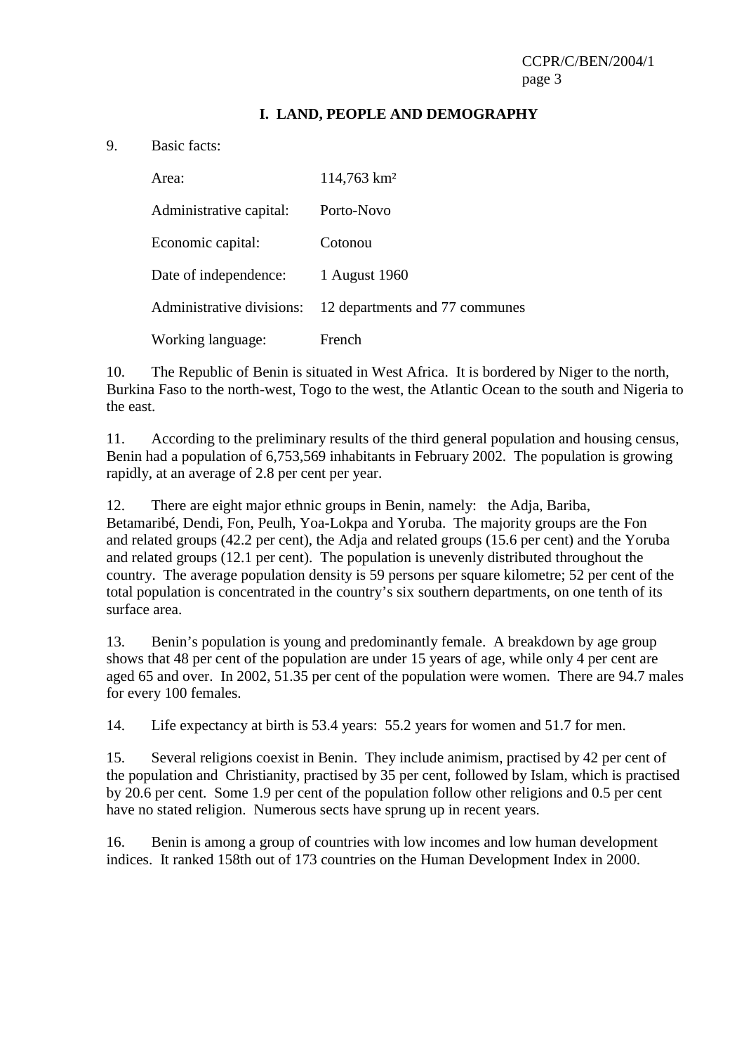## I. LAND, PEOPLE AND DEMOGRAPHY

9. Basic facts:

| | |
|---|---|
| Area: | 114,763 km² |
| Administrative capital: | Porto-Novo |
| Economic capital: | Cotonou |
| Date of independence: | 1 August 1960 |
| Administrative divisions: | 12 departments and 77 communes |
| Working language: | French |

10. The Republic of Benin is situated in West Africa. It is bordered by Niger to the north, Burkina Faso to the north-west, Togo to the west, the Atlantic Ocean to the south and Nigeria to the east.

11. According to the preliminary results of the third general population and housing census, Benin had a population of 6,753,569 inhabitants in February 2002. The population is growing rapidly, at an average of 2.8 per cent per year.

12. There are eight major ethnic groups in Benin, namely: the Adja, Bariba, Betamaribé, Dendi, Fon, Peulh, Yoa-Lokpa and Yoruba. The majority groups are the Fon and related groups (42.2 per cent), the Adja and related groups (15.6 per cent) and the Yoruba and related groups (12.1 per cent). The population is unevenly distributed throughout the country. The average population density is 59 persons per square kilometre; 52 per cent of the total population is concentrated in the country's six southern departments, on one tenth of its surface area.

13. Benin's population is young and predominantly female. A breakdown by age group shows that 48 per cent of the population are under 15 years of age, while only 4 per cent are aged 65 and over. In 2002, 51.35 per cent of the population were women. There are 94.7 males for every 100 females.

14. Life expectancy at birth is 53.4 years: 55.2 years for women and 51.7 for men.

15. Several religions coexist in Benin. They include animism, practised by 42 per cent of the population and Christianity, practised by 35 per cent, followed by Islam, which is practised by 20.6 per cent. Some 1.9 per cent of the population follow other religions and 0.5 per cent have no stated religion. Numerous sects have sprung up in recent years.

16. Benin is among a group of countries with low incomes and low human development indices. It ranked 158th out of 173 countries on the Human Development Index in 2000.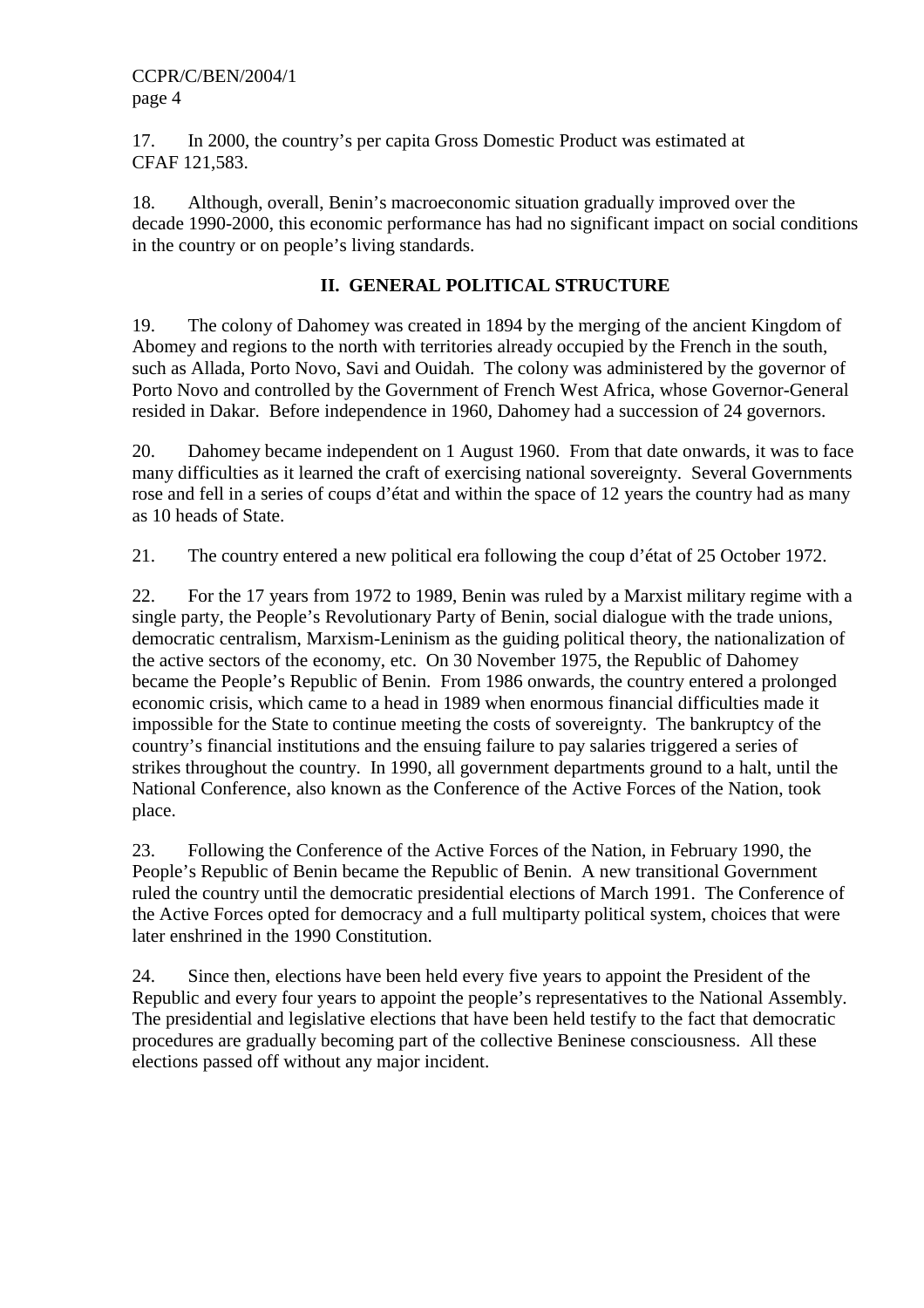17. In 2000, the country's per capita Gross Domestic Product was estimated at CFAF 121,583.

18. Although, overall, Benin's macroeconomic situation gradually improved over the decade 1990-2000, this economic performance has had no significant impact on social conditions in the country or on people's living standards.

## II. GENERAL POLITICAL STRUCTURE

19. The colony of Dahomey was created in 1894 by the merging of the ancient Kingdom of Abomey and regions to the north with territories already occupied by the French in the south, such as Allada, Porto Novo, Savi and Ouidah. The colony was administered by the governor of Porto Novo and controlled by the Government of French West Africa, whose Governor-General resided in Dakar. Before independence in 1960, Dahomey had a succession of 24 governors.

20. Dahomey became independent on 1 August 1960. From that date onwards, it was to face many difficulties as it learned the craft of exercising national sovereignty. Several Governments rose and fell in a series of coups d'état and within the space of 12 years the country had as many as 10 heads of State.

21. The country entered a new political era following the coup d'état of 25 October 1972.

22. For the 17 years from 1972 to 1989, Benin was ruled by a Marxist military regime with a single party, the People's Revolutionary Party of Benin, social dialogue with the trade unions, democratic centralism, Marxism-Leninism as the guiding political theory, the nationalization of the active sectors of the economy, etc. On 30 November 1975, the Republic of Dahomey became the People's Republic of Benin. From 1986 onwards, the country entered a prolonged economic crisis, which came to a head in 1989 when enormous financial difficulties made it impossible for the State to continue meeting the costs of sovereignty. The bankruptcy of the country's financial institutions and the ensuing failure to pay salaries triggered a series of strikes throughout the country. In 1990, all government departments ground to a halt, until the National Conference, also known as the Conference of the Active Forces of the Nation, took place.

23. Following the Conference of the Active Forces of the Nation, in February 1990, the People's Republic of Benin became the Republic of Benin. A new transitional Government ruled the country until the democratic presidential elections of March 1991. The Conference of the Active Forces opted for democracy and a full multiparty political system, choices that were later enshrined in the 1990 Constitution.

24. Since then, elections have been held every five years to appoint the President of the Republic and every four years to appoint the people's representatives to the National Assembly. The presidential and legislative elections that have been held testify to the fact that democratic procedures are gradually becoming part of the collective Beninese consciousness. All these elections passed off without any major incident.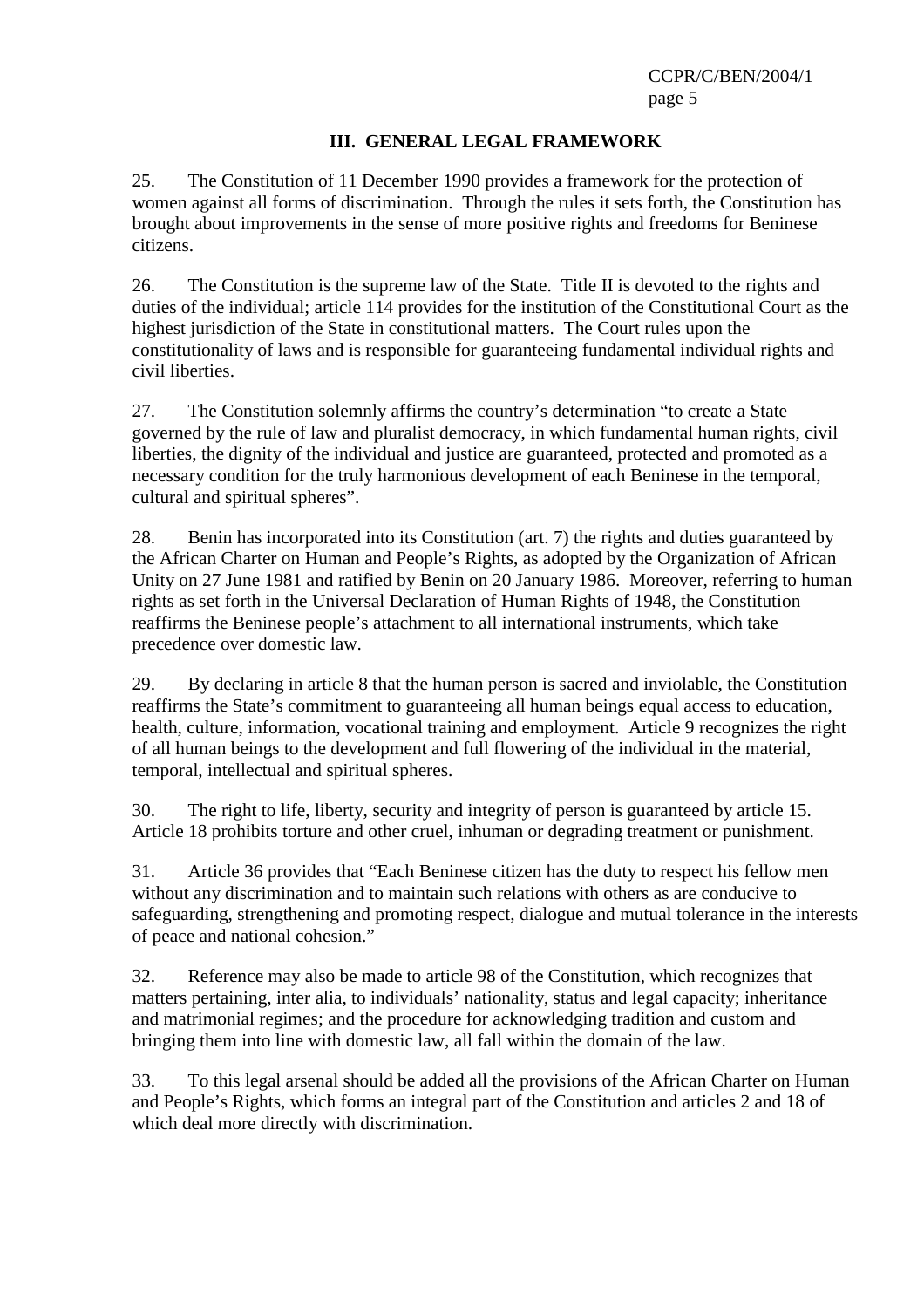## III. GENERAL LEGAL FRAMEWORK

25. The Constitution of 11 December 1990 provides a framework for the protection of women against all forms of discrimination. Through the rules it sets forth, the Constitution has brought about improvements in the sense of more positive rights and freedoms for Beninese citizens.

26. The Constitution is the supreme law of the State. Title II is devoted to the rights and duties of the individual; article 114 provides for the institution of the Constitutional Court as the highest jurisdiction of the State in constitutional matters. The Court rules upon the constitutionality of laws and is responsible for guaranteeing fundamental individual rights and civil liberties.

27. The Constitution solemnly affirms the country's determination "to create a State governed by the rule of law and pluralist democracy, in which fundamental human rights, civil liberties, the dignity of the individual and justice are guaranteed, protected and promoted as a necessary condition for the truly harmonious development of each Beninese in the temporal, cultural and spiritual spheres".

28. Benin has incorporated into its Constitution (art. 7) the rights and duties guaranteed by the African Charter on Human and People's Rights, as adopted by the Organization of African Unity on 27 June 1981 and ratified by Benin on 20 January 1986. Moreover, referring to human rights as set forth in the Universal Declaration of Human Rights of 1948, the Constitution reaffirms the Beninese people's attachment to all international instruments, which take precedence over domestic law.

29. By declaring in article 8 that the human person is sacred and inviolable, the Constitution reaffirms the State's commitment to guaranteeing all human beings equal access to education, health, culture, information, vocational training and employment. Article 9 recognizes the right of all human beings to the development and full flowering of the individual in the material, temporal, intellectual and spiritual spheres.

30. The right to life, liberty, security and integrity of person is guaranteed by article 15. Article 18 prohibits torture and other cruel, inhuman or degrading treatment or punishment.

31. Article 36 provides that "Each Beninese citizen has the duty to respect his fellow men without any discrimination and to maintain such relations with others as are conducive to safeguarding, strengthening and promoting respect, dialogue and mutual tolerance in the interests of peace and national cohesion."

32. Reference may also be made to article 98 of the Constitution, which recognizes that matters pertaining, inter alia, to individuals' nationality, status and legal capacity; inheritance and matrimonial regimes; and the procedure for acknowledging tradition and custom and bringing them into line with domestic law, all fall within the domain of the law.

33. To this legal arsenal should be added all the provisions of the African Charter on Human and People's Rights, which forms an integral part of the Constitution and articles 2 and 18 of which deal more directly with discrimination.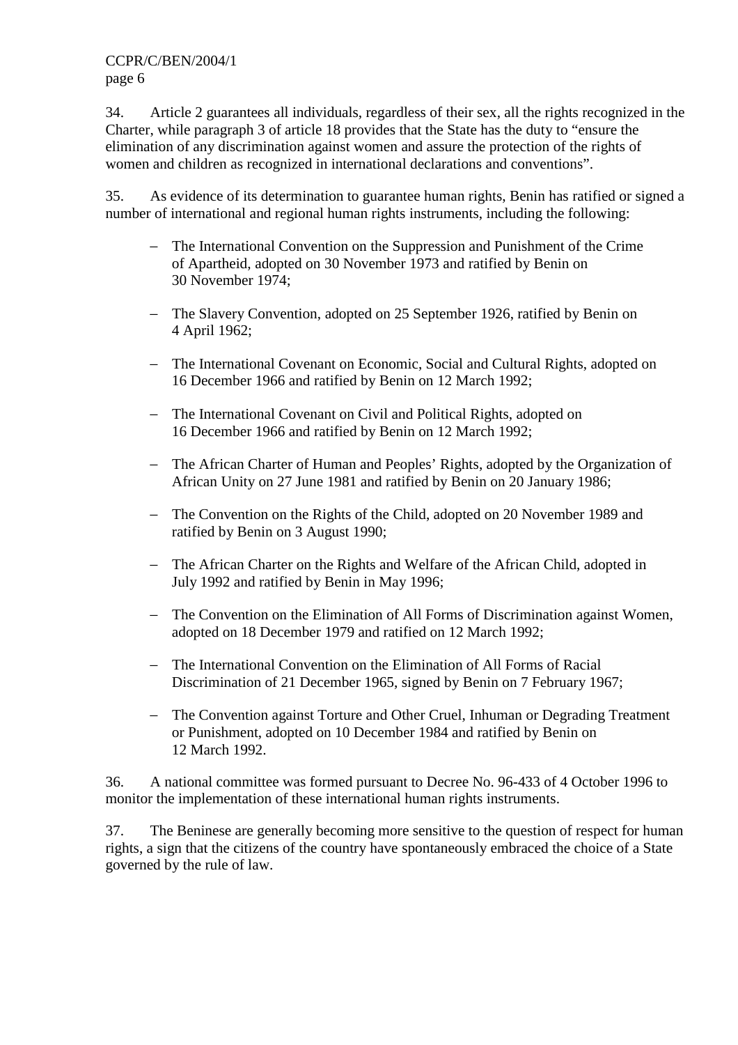34. Article 2 guarantees all individuals, regardless of their sex, all the rights recognized in the Charter, while paragraph 3 of article 18 provides that the State has the duty to "ensure the elimination of any discrimination against women and assure the protection of the rights of women and children as recognized in international declarations and conventions".

35. As evidence of its determination to guarantee human rights, Benin has ratified or signed a number of international and regional human rights instruments, including the following:

- The International Convention on the Suppression and Punishment of the Crime of Apartheid, adopted on 30 November 1973 and ratified by Benin on 30 November 1974;
- The Slavery Convention, adopted on 25 September 1926, ratified by Benin on 4 April 1962;
- The International Covenant on Economic, Social and Cultural Rights, adopted on 16 December 1966 and ratified by Benin on 12 March 1992;
- The International Covenant on Civil and Political Rights, adopted on 16 December 1966 and ratified by Benin on 12 March 1992;
- The African Charter of Human and Peoples' Rights, adopted by the Organization of African Unity on 27 June 1981 and ratified by Benin on 20 January 1986;
- The Convention on the Rights of the Child, adopted on 20 November 1989 and ratified by Benin on 3 August 1990;
- The African Charter on the Rights and Welfare of the African Child, adopted in July 1992 and ratified by Benin in May 1996;
- The Convention on the Elimination of All Forms of Discrimination against Women, adopted on 18 December 1979 and ratified on 12 March 1992;
- The International Convention on the Elimination of All Forms of Racial Discrimination of 21 December 1965, signed by Benin on 7 February 1967;
- The Convention against Torture and Other Cruel, Inhuman or Degrading Treatment or Punishment, adopted on 10 December 1984 and ratified by Benin on 12 March 1992.

36. A national committee was formed pursuant to Decree No. 96-433 of 4 October 1996 to monitor the implementation of these international human rights instruments.

37. The Beninese are generally becoming more sensitive to the question of respect for human rights, a sign that the citizens of the country have spontaneously embraced the choice of a State governed by the rule of law.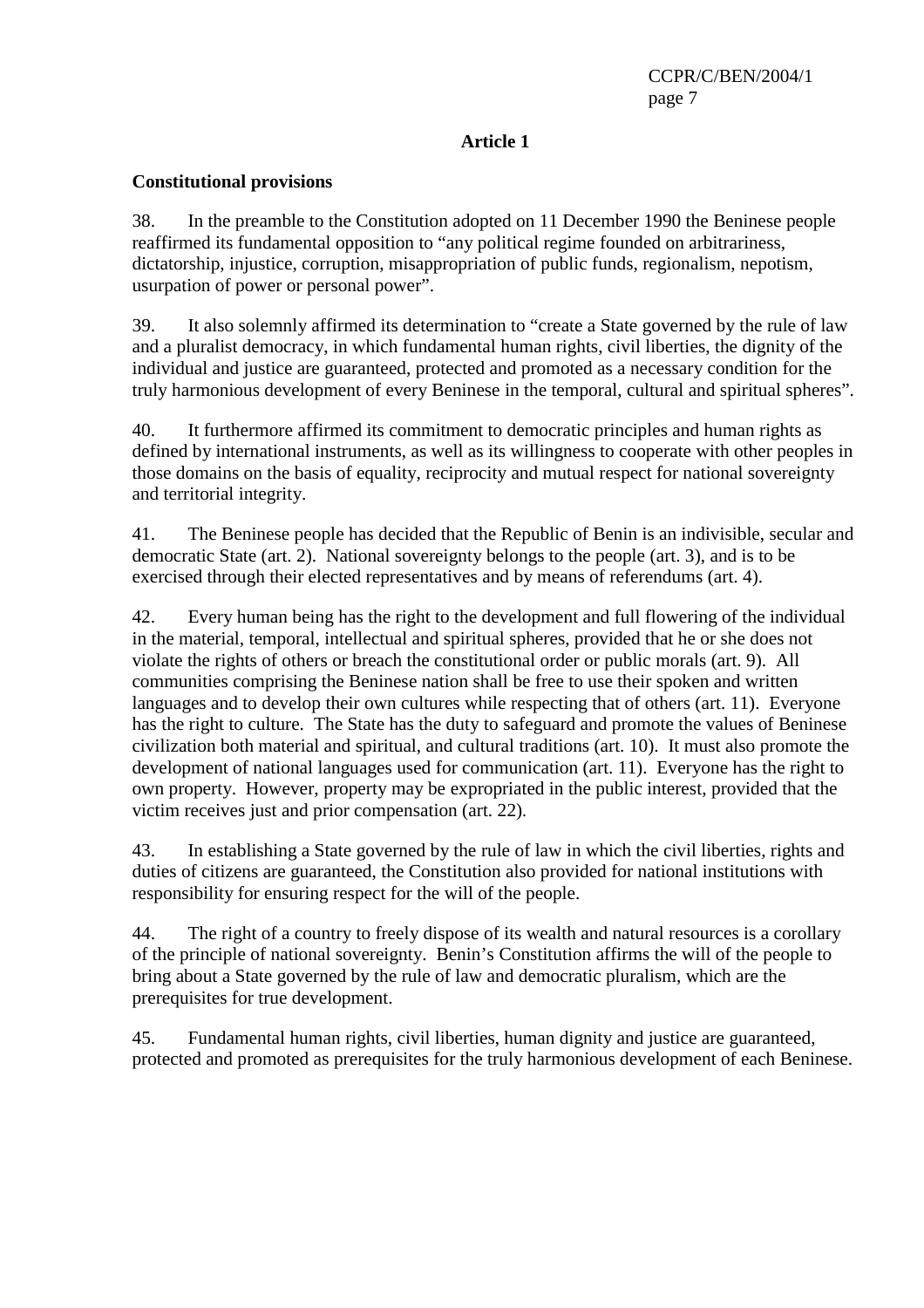## Article 1

### Constitutional provisions

38. In the preamble to the Constitution adopted on 11 December 1990 the Beninese people reaffirmed its fundamental opposition to "any political regime founded on arbitrariness, dictatorship, injustice, corruption, misappropriation of public funds, regionalism, nepotism, usurpation of power or personal power".

39. It also solemnly affirmed its determination to "create a State governed by the rule of law and a pluralist democracy, in which fundamental human rights, civil liberties, the dignity of the individual and justice are guaranteed, protected and promoted as a necessary condition for the truly harmonious development of every Beninese in the temporal, cultural and spiritual spheres".

40. It furthermore affirmed its commitment to democratic principles and human rights as defined by international instruments, as well as its willingness to cooperate with other peoples in those domains on the basis of equality, reciprocity and mutual respect for national sovereignty and territorial integrity.

41. The Beninese people has decided that the Republic of Benin is an indivisible, secular and democratic State (art. 2). National sovereignty belongs to the people (art. 3), and is to be exercised through their elected representatives and by means of referendums (art. 4).

42. Every human being has the right to the development and full flowering of the individual in the material, temporal, intellectual and spiritual spheres, provided that he or she does not violate the rights of others or breach the constitutional order or public morals (art. 9). All communities comprising the Beninese nation shall be free to use their spoken and written languages and to develop their own cultures while respecting that of others (art. 11). Everyone has the right to culture. The State has the duty to safeguard and promote the values of Beninese civilization both material and spiritual, and cultural traditions (art. 10). It must also promote the development of national languages used for communication (art. 11). Everyone has the right to own property. However, property may be expropriated in the public interest, provided that the victim receives just and prior compensation (art. 22).

43. In establishing a State governed by the rule of law in which the civil liberties, rights and duties of citizens are guaranteed, the Constitution also provided for national institutions with responsibility for ensuring respect for the will of the people.

44. The right of a country to freely dispose of its wealth and natural resources is a corollary of the principle of national sovereignty. Benin's Constitution affirms the will of the people to bring about a State governed by the rule of law and democratic pluralism, which are the prerequisites for true development.

45. Fundamental human rights, civil liberties, human dignity and justice are guaranteed, protected and promoted as prerequisites for the truly harmonious development of each Beninese.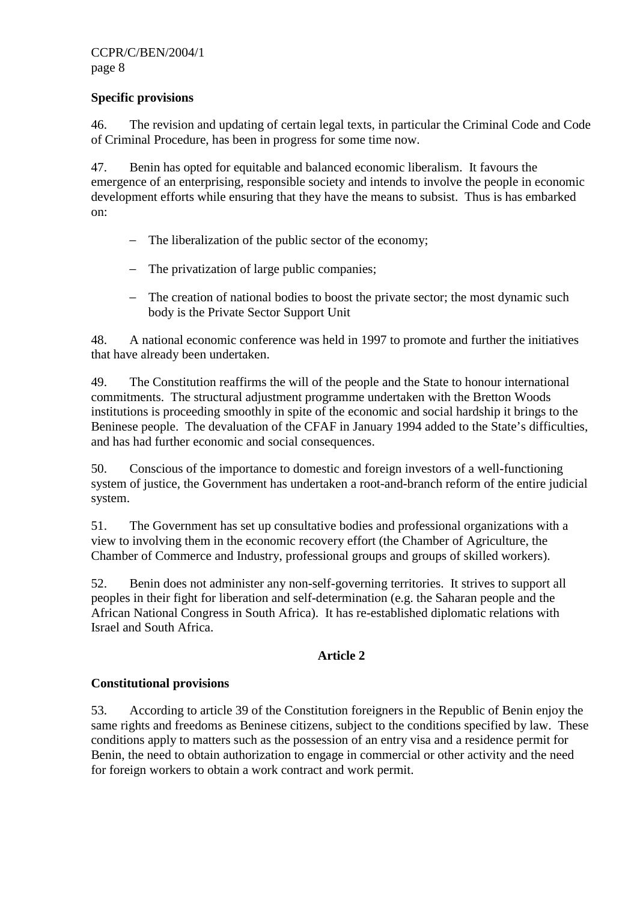**Specific provisions**

46. The revision and updating of certain legal texts, in particular the Criminal Code and Code of Criminal Procedure, has been in progress for some time now.

47. Benin has opted for equitable and balanced economic liberalism. It favours the emergence of an enterprising, responsible society and intends to involve the people in economic development efforts while ensuring that they have the means to subsist. Thus is has embarked on:

- The liberalization of the public sector of the economy;
- The privatization of large public companies;
- The creation of national bodies to boost the private sector; the most dynamic such body is the Private Sector Support Unit

48. A national economic conference was held in 1997 to promote and further the initiatives that have already been undertaken.

49. The Constitution reaffirms the will of the people and the State to honour international commitments. The structural adjustment programme undertaken with the Bretton Woods institutions is proceeding smoothly in spite of the economic and social hardship it brings to the Beninese people. The devaluation of the CFAF in January 1994 added to the State's difficulties, and has had further economic and social consequences.

50. Conscious of the importance to domestic and foreign investors of a well-functioning system of justice, the Government has undertaken a root-and-branch reform of the entire judicial system.

51. The Government has set up consultative bodies and professional organizations with a view to involving them in the economic recovery effort (the Chamber of Agriculture, the Chamber of Commerce and Industry, professional groups and groups of skilled workers).

52. Benin does not administer any non-self-governing territories. It strives to support all peoples in their fight for liberation and self-determination (e.g. the Saharan people and the African National Congress in South Africa). It has re-established diplomatic relations with Israel and South Africa.

## Article 2

**Constitutional provisions**

53. According to article 39 of the Constitution foreigners in the Republic of Benin enjoy the same rights and freedoms as Beninese citizens, subject to the conditions specified by law. These conditions apply to matters such as the possession of an entry visa and a residence permit for Benin, the need to obtain authorization to engage in commercial or other activity and the need for foreign workers to obtain a work contract and work permit.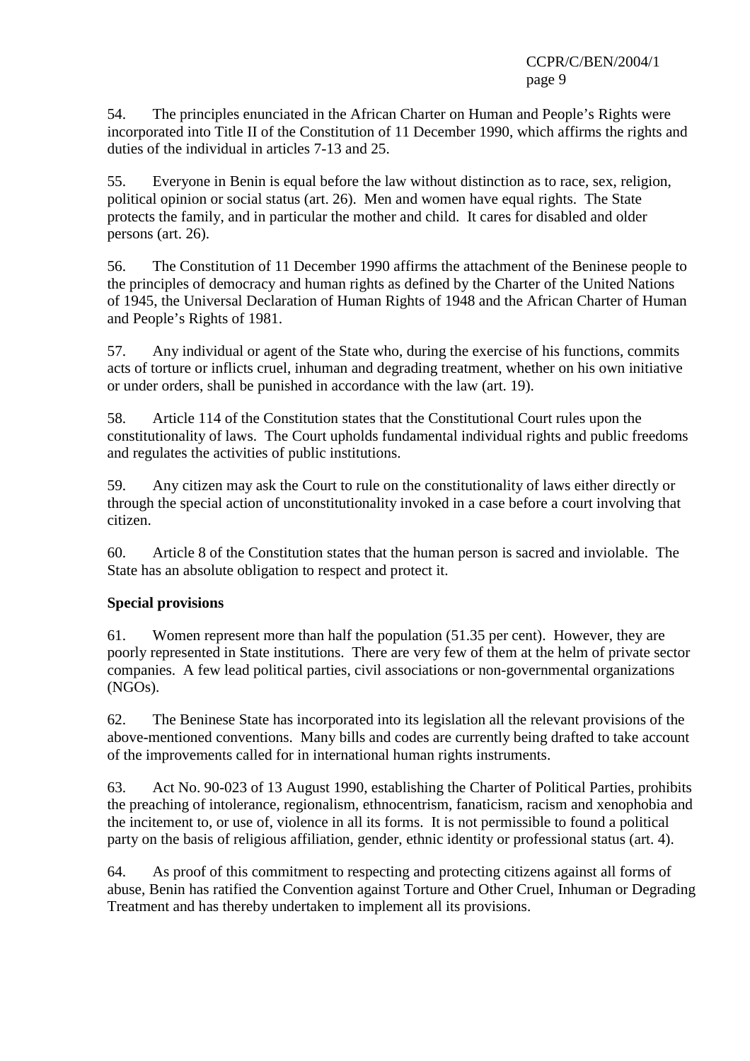54. The principles enunciated in the African Charter on Human and People's Rights were incorporated into Title II of the Constitution of 11 December 1990, which affirms the rights and duties of the individual in articles 7-13 and 25.

55. Everyone in Benin is equal before the law without distinction as to race, sex, religion, political opinion or social status (art. 26). Men and women have equal rights. The State protects the family, and in particular the mother and child. It cares for disabled and older persons (art. 26).

56. The Constitution of 11 December 1990 affirms the attachment of the Beninese people to the principles of democracy and human rights as defined by the Charter of the United Nations of 1945, the Universal Declaration of Human Rights of 1948 and the African Charter of Human and People's Rights of 1981.

57. Any individual or agent of the State who, during the exercise of his functions, commits acts of torture or inflicts cruel, inhuman and degrading treatment, whether on his own initiative or under orders, shall be punished in accordance with the law (art. 19).

58. Article 114 of the Constitution states that the Constitutional Court rules upon the constitutionality of laws. The Court upholds fundamental individual rights and public freedoms and regulates the activities of public institutions.

59. Any citizen may ask the Court to rule on the constitutionality of laws either directly or through the special action of unconstitutionality invoked in a case before a court involving that citizen.

60. Article 8 of the Constitution states that the human person is sacred and inviolable. The State has an absolute obligation to respect and protect it.

**Special provisions**

61. Women represent more than half the population (51.35 per cent). However, they are poorly represented in State institutions. There are very few of them at the helm of private sector companies. A few lead political parties, civil associations or non-governmental organizations (NGOs).

62. The Beninese State has incorporated into its legislation all the relevant provisions of the above-mentioned conventions. Many bills and codes are currently being drafted to take account of the improvements called for in international human rights instruments.

63. Act No. 90-023 of 13 August 1990, establishing the Charter of Political Parties, prohibits the preaching of intolerance, regionalism, ethnocentrism, fanaticism, racism and xenophobia and the incitement to, or use of, violence in all its forms. It is not permissible to found a political party on the basis of religious affiliation, gender, ethnic identity or professional status (art. 4).

64. As proof of this commitment to respecting and protecting citizens against all forms of abuse, Benin has ratified the Convention against Torture and Other Cruel, Inhuman or Degrading Treatment and has thereby undertaken to implement all its provisions.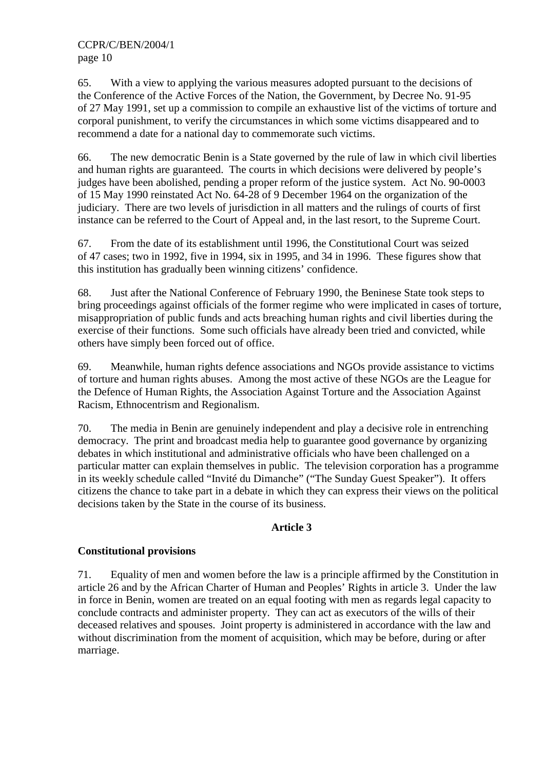65. With a view to applying the various measures adopted pursuant to the decisions of the Conference of the Active Forces of the Nation, the Government, by Decree No. 91-95 of 27 May 1991, set up a commission to compile an exhaustive list of the victims of torture and corporal punishment, to verify the circumstances in which some victims disappeared and to recommend a date for a national day to commemorate such victims.

66. The new democratic Benin is a State governed by the rule of law in which civil liberties and human rights are guaranteed. The courts in which decisions were delivered by people's judges have been abolished, pending a proper reform of the justice system. Act No. 90-0003 of 15 May 1990 reinstated Act No. 64-28 of 9 December 1964 on the organization of the judiciary. There are two levels of jurisdiction in all matters and the rulings of courts of first instance can be referred to the Court of Appeal and, in the last resort, to the Supreme Court.

67. From the date of its establishment until 1996, the Constitutional Court was seized of 47 cases; two in 1992, five in 1994, six in 1995, and 34 in 1996. These figures show that this institution has gradually been winning citizens' confidence.

68. Just after the National Conference of February 1990, the Beninese State took steps to bring proceedings against officials of the former regime who were implicated in cases of torture, misappropriation of public funds and acts breaching human rights and civil liberties during the exercise of their functions. Some such officials have already been tried and convicted, while others have simply been forced out of office.

69. Meanwhile, human rights defence associations and NGOs provide assistance to victims of torture and human rights abuses. Among the most active of these NGOs are the League for the Defence of Human Rights, the Association Against Torture and the Association Against Racism, Ethnocentrism and Regionalism.

70. The media in Benin are genuinely independent and play a decisive role in entrenching democracy. The print and broadcast media help to guarantee good governance by organizing debates in which institutional and administrative officials who have been challenged on a particular matter can explain themselves in public. The television corporation has a programme in its weekly schedule called "Invité du Dimanche" ("The Sunday Guest Speaker"). It offers citizens the chance to take part in a debate in which they can express their views on the political decisions taken by the State in the course of its business.

## Article 3

### Constitutional provisions

71. Equality of men and women before the law is a principle affirmed by the Constitution in article 26 and by the African Charter of Human and Peoples' Rights in article 3. Under the law in force in Benin, women are treated on an equal footing with men as regards legal capacity to conclude contracts and administer property. They can act as executors of the wills of their deceased relatives and spouses. Joint property is administered in accordance with the law and without discrimination from the moment of acquisition, which may be before, during or after marriage.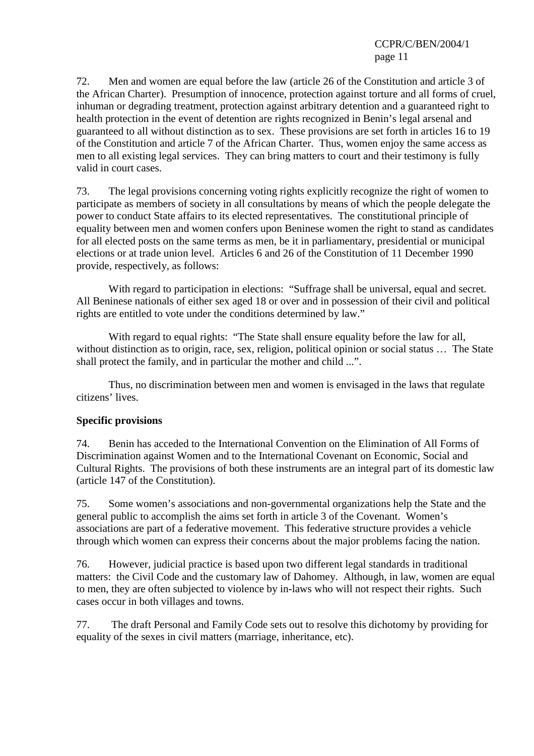72. Men and women are equal before the law (article 26 of the Constitution and article 3 of the African Charter). Presumption of innocence, protection against torture and all forms of cruel, inhuman or degrading treatment, protection against arbitrary detention and a guaranteed right to health protection in the event of detention are rights recognized in Benin's legal arsenal and guaranteed to all without distinction as to sex. These provisions are set forth in articles 16 to 19 of the Constitution and article 7 of the African Charter. Thus, women enjoy the same access as men to all existing legal services. They can bring matters to court and their testimony is fully valid in court cases.

73. The legal provisions concerning voting rights explicitly recognize the right of women to participate as members of society in all consultations by means of which the people delegate the power to conduct State affairs to its elected representatives. The constitutional principle of equality between men and women confers upon Beninese women the right to stand as candidates for all elected posts on the same terms as men, be it in parliamentary, presidential or municipal elections or at trade union level. Articles 6 and 26 of the Constitution of 11 December 1990 provide, respectively, as follows:

With regard to participation in elections: "Suffrage shall be universal, equal and secret. All Beninese nationals of either sex aged 18 or over and in possession of their civil and political rights are entitled to vote under the conditions determined by law."

With regard to equal rights: "The State shall ensure equality before the law for all, without distinction as to origin, race, sex, religion, political opinion or social status … The State shall protect the family, and in particular the mother and child ...".

Thus, no discrimination between men and women is envisaged in the laws that regulate citizens' lives.

**Specific provisions**

74. Benin has acceded to the International Convention on the Elimination of All Forms of Discrimination against Women and to the International Covenant on Economic, Social and Cultural Rights. The provisions of both these instruments are an integral part of its domestic law (article 147 of the Constitution).

75. Some women's associations and non-governmental organizations help the State and the general public to accomplish the aims set forth in article 3 of the Covenant. Women's associations are part of a federative movement. This federative structure provides a vehicle through which women can express their concerns about the major problems facing the nation.

76. However, judicial practice is based upon two different legal standards in traditional matters: the Civil Code and the customary law of Dahomey. Although, in law, women are equal to men, they are often subjected to violence by in-laws who will not respect their rights. Such cases occur in both villages and towns.

77. The draft Personal and Family Code sets out to resolve this dichotomy by providing for equality of the sexes in civil matters (marriage, inheritance, etc).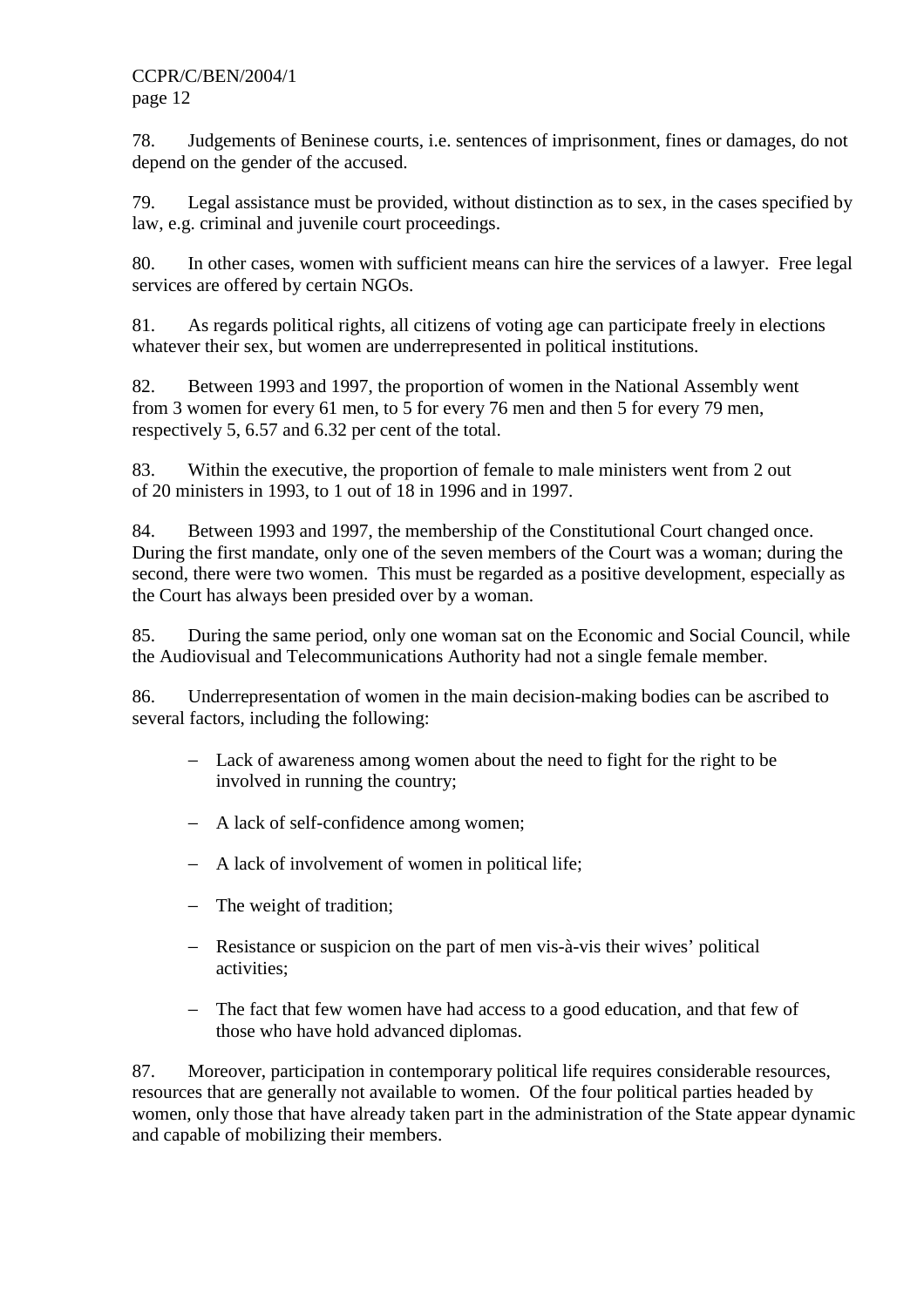78. Judgements of Beninese courts, i.e. sentences of imprisonment, fines or damages, do not depend on the gender of the accused.

79. Legal assistance must be provided, without distinction as to sex, in the cases specified by law, e.g. criminal and juvenile court proceedings.

80. In other cases, women with sufficient means can hire the services of a lawyer. Free legal services are offered by certain NGOs.

81. As regards political rights, all citizens of voting age can participate freely in elections whatever their sex, but women are underrepresented in political institutions.

82. Between 1993 and 1997, the proportion of women in the National Assembly went from 3 women for every 61 men, to 5 for every 76 men and then 5 for every 79 men, respectively 5, 6.57 and 6.32 per cent of the total.

83. Within the executive, the proportion of female to male ministers went from 2 out of 20 ministers in 1993, to 1 out of 18 in 1996 and in 1997.

84. Between 1993 and 1997, the membership of the Constitutional Court changed once. During the first mandate, only one of the seven members of the Court was a woman; during the second, there were two women. This must be regarded as a positive development, especially as the Court has always been presided over by a woman.

85. During the same period, only one woman sat on the Economic and Social Council, while the Audiovisual and Telecommunications Authority had not a single female member.

86. Underrepresentation of women in the main decision-making bodies can be ascribed to several factors, including the following:

- Lack of awareness among women about the need to fight for the right to be involved in running the country;
- A lack of self-confidence among women;
- A lack of involvement of women in political life;
- The weight of tradition;
- Resistance or suspicion on the part of men vis-à-vis their wives' political activities;
- The fact that few women have had access to a good education, and that few of those who have hold advanced diplomas.

87. Moreover, participation in contemporary political life requires considerable resources, resources that are generally not available to women. Of the four political parties headed by women, only those that have already taken part in the administration of the State appear dynamic and capable of mobilizing their members.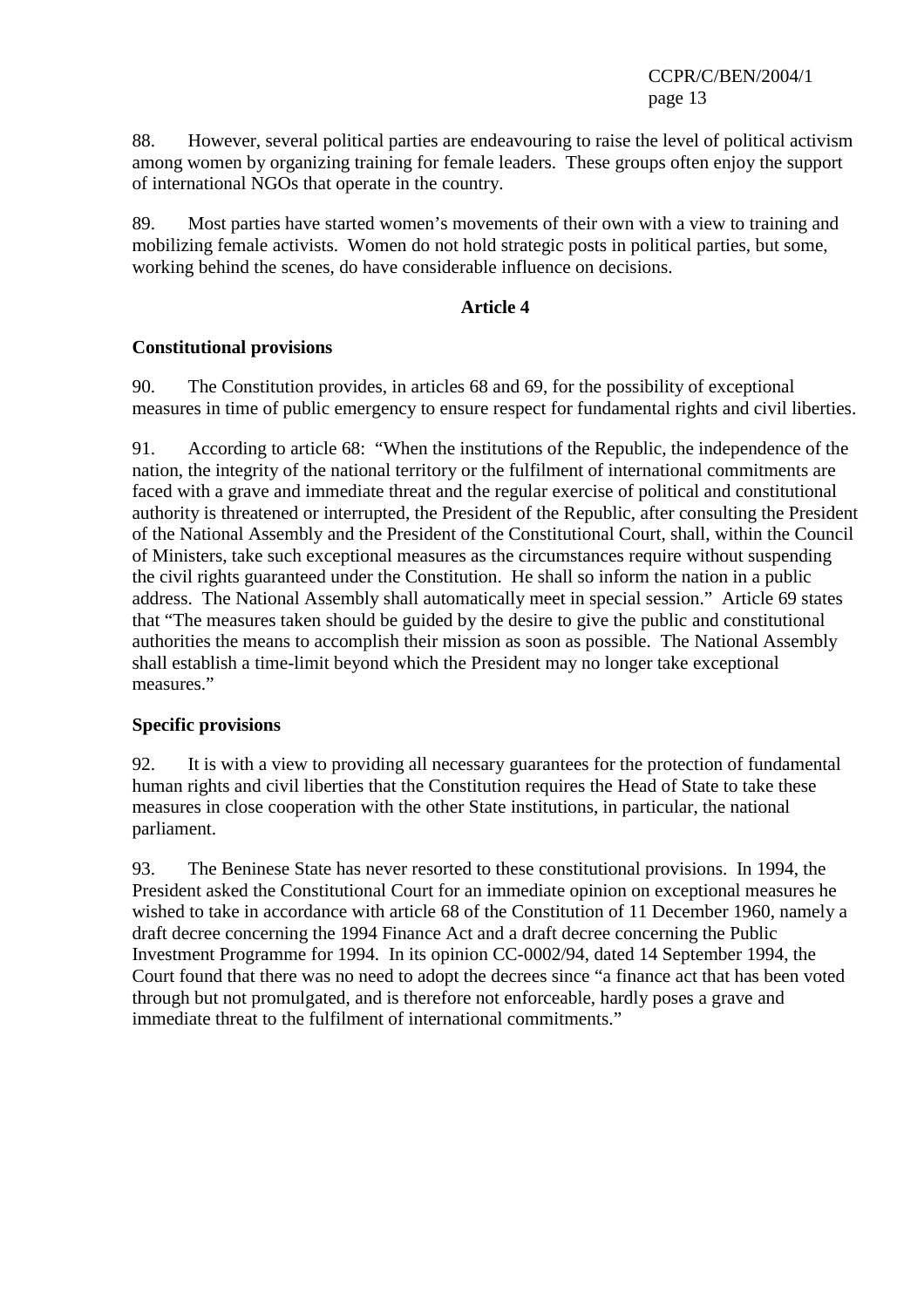88. However, several political parties are endeavouring to raise the level of political activism among women by organizing training for female leaders. These groups often enjoy the support of international NGOs that operate in the country.

89. Most parties have started women's movements of their own with a view to training and mobilizing female activists. Women do not hold strategic posts in political parties, but some, working behind the scenes, do have considerable influence on decisions.

## Article 4

### Constitutional provisions

90. The Constitution provides, in articles 68 and 69, for the possibility of exceptional measures in time of public emergency to ensure respect for fundamental rights and civil liberties.

91. According to article 68: "When the institutions of the Republic, the independence of the nation, the integrity of the national territory or the fulfilment of international commitments are faced with a grave and immediate threat and the regular exercise of political and constitutional authority is threatened or interrupted, the President of the Republic, after consulting the President of the National Assembly and the President of the Constitutional Court, shall, within the Council of Ministers, take such exceptional measures as the circumstances require without suspending the civil rights guaranteed under the Constitution. He shall so inform the nation in a public address. The National Assembly shall automatically meet in special session." Article 69 states that "The measures taken should be guided by the desire to give the public and constitutional authorities the means to accomplish their mission as soon as possible. The National Assembly shall establish a time-limit beyond which the President may no longer take exceptional measures."

### Specific provisions

92. It is with a view to providing all necessary guarantees for the protection of fundamental human rights and civil liberties that the Constitution requires the Head of State to take these measures in close cooperation with the other State institutions, in particular, the national parliament.

93. The Beninese State has never resorted to these constitutional provisions. In 1994, the President asked the Constitutional Court for an immediate opinion on exceptional measures he wished to take in accordance with article 68 of the Constitution of 11 December 1960, namely a draft decree concerning the 1994 Finance Act and a draft decree concerning the Public Investment Programme for 1994. In its opinion CC-0002/94, dated 14 September 1994, the Court found that there was no need to adopt the decrees since "a finance act that has been voted through but not promulgated, and is therefore not enforceable, hardly poses a grave and immediate threat to the fulfilment of international commitments."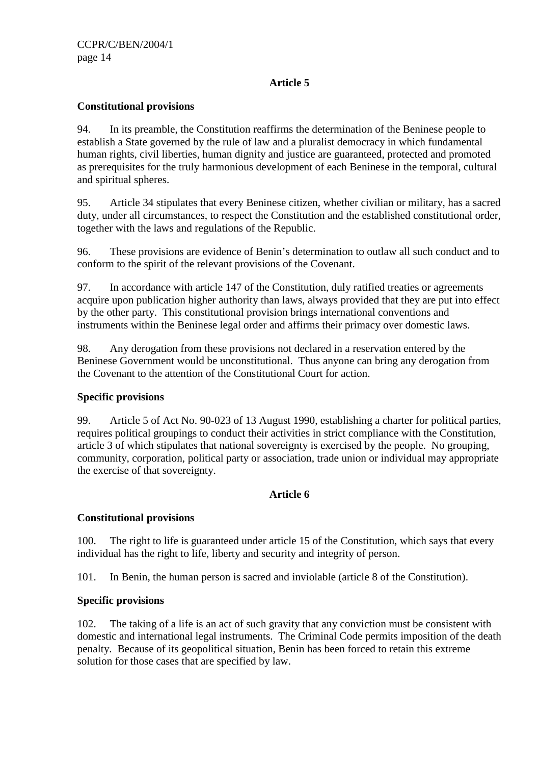## Article 5

### Constitutional provisions

94. In its preamble, the Constitution reaffirms the determination of the Beninese people to establish a State governed by the rule of law and a pluralist democracy in which fundamental human rights, civil liberties, human dignity and justice are guaranteed, protected and promoted as prerequisites for the truly harmonious development of each Beninese in the temporal, cultural and spiritual spheres.

95. Article 34 stipulates that every Beninese citizen, whether civilian or military, has a sacred duty, under all circumstances, to respect the Constitution and the established constitutional order, together with the laws and regulations of the Republic.

96. These provisions are evidence of Benin's determination to outlaw all such conduct and to conform to the spirit of the relevant provisions of the Covenant.

97. In accordance with article 147 of the Constitution, duly ratified treaties or agreements acquire upon publication higher authority than laws, always provided that they are put into effect by the other party. This constitutional provision brings international conventions and instruments within the Beninese legal order and affirms their primacy over domestic laws.

98. Any derogation from these provisions not declared in a reservation entered by the Beninese Government would be unconstitutional. Thus anyone can bring any derogation from the Covenant to the attention of the Constitutional Court for action.

### Specific provisions

99. Article 5 of Act No. 90-023 of 13 August 1990, establishing a charter for political parties, requires political groupings to conduct their activities in strict compliance with the Constitution, article 3 of which stipulates that national sovereignty is exercised by the people. No grouping, community, corporation, political party or association, trade union or individual may appropriate the exercise of that sovereignty.

## Article 6

### Constitutional provisions

100. The right to life is guaranteed under article 15 of the Constitution, which says that every individual has the right to life, liberty and security and integrity of person.

101. In Benin, the human person is sacred and inviolable (article 8 of the Constitution).

### Specific provisions

102. The taking of a life is an act of such gravity that any conviction must be consistent with domestic and international legal instruments. The Criminal Code permits imposition of the death penalty. Because of its geopolitical situation, Benin has been forced to retain this extreme solution for those cases that are specified by law.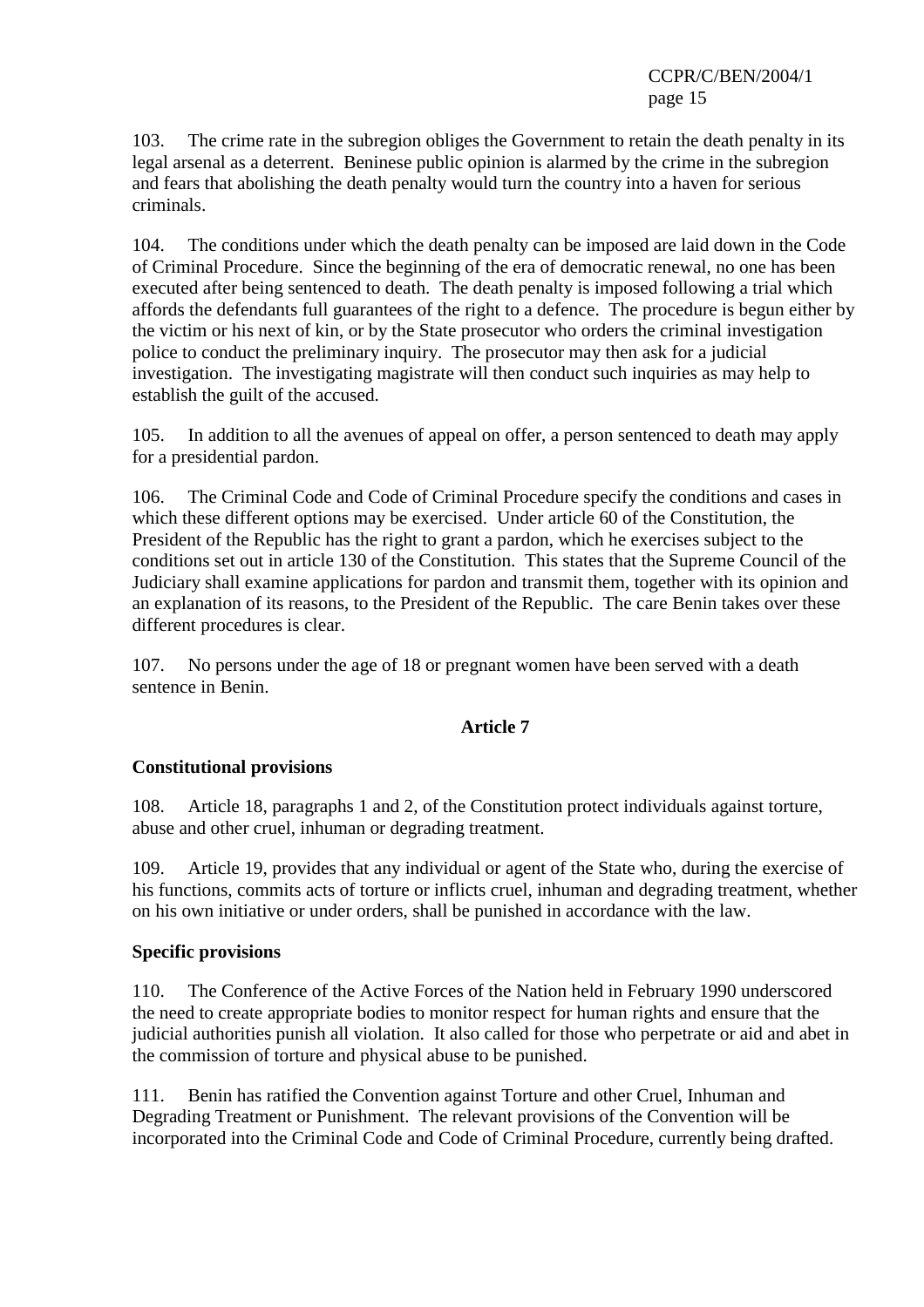103. The crime rate in the subregion obliges the Government to retain the death penalty in its legal arsenal as a deterrent. Beninese public opinion is alarmed by the crime in the subregion and fears that abolishing the death penalty would turn the country into a haven for serious criminals.

104. The conditions under which the death penalty can be imposed are laid down in the Code of Criminal Procedure. Since the beginning of the era of democratic renewal, no one has been executed after being sentenced to death. The death penalty is imposed following a trial which affords the defendants full guarantees of the right to a defence. The procedure is begun either by the victim or his next of kin, or by the State prosecutor who orders the criminal investigation police to conduct the preliminary inquiry. The prosecutor may then ask for a judicial investigation. The investigating magistrate will then conduct such inquiries as may help to establish the guilt of the accused.

105. In addition to all the avenues of appeal on offer, a person sentenced to death may apply for a presidential pardon.

106. The Criminal Code and Code of Criminal Procedure specify the conditions and cases in which these different options may be exercised. Under article 60 of the Constitution, the President of the Republic has the right to grant a pardon, which he exercises subject to the conditions set out in article 130 of the Constitution. This states that the Supreme Council of the Judiciary shall examine applications for pardon and transmit them, together with its opinion and an explanation of its reasons, to the President of the Republic. The care Benin takes over these different procedures is clear.

107. No persons under the age of 18 or pregnant women have been served with a death sentence in Benin.

## Article 7

### Constitutional provisions

108. Article 18, paragraphs 1 and 2, of the Constitution protect individuals against torture, abuse and other cruel, inhuman or degrading treatment.

109. Article 19, provides that any individual or agent of the State who, during the exercise of his functions, commits acts of torture or inflicts cruel, inhuman and degrading treatment, whether on his own initiative or under orders, shall be punished in accordance with the law.

### Specific provisions

110. The Conference of the Active Forces of the Nation held in February 1990 underscored the need to create appropriate bodies to monitor respect for human rights and ensure that the judicial authorities punish all violation. It also called for those who perpetrate or aid and abet in the commission of torture and physical abuse to be punished.

111. Benin has ratified the Convention against Torture and other Cruel, Inhuman and Degrading Treatment or Punishment. The relevant provisions of the Convention will be incorporated into the Criminal Code and Code of Criminal Procedure, currently being drafted.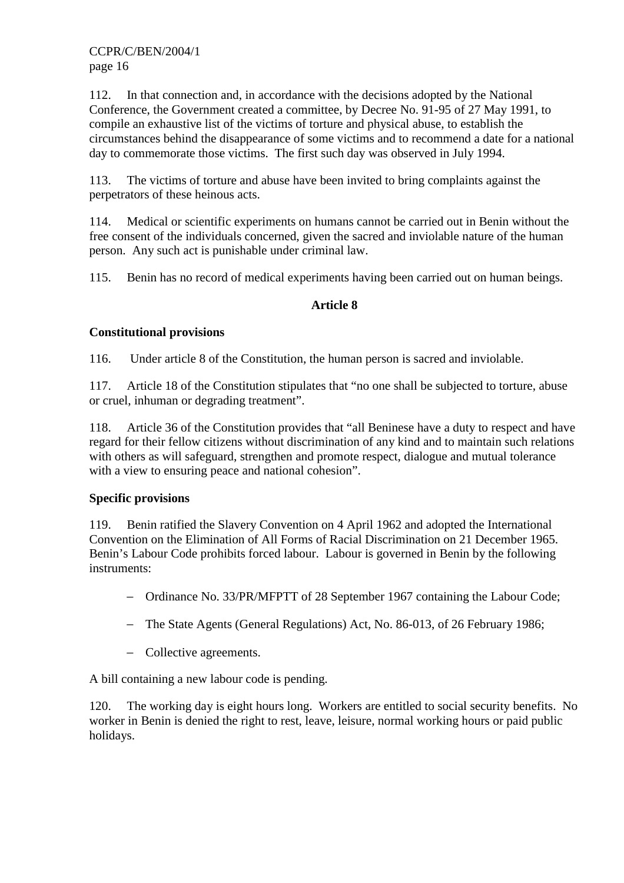112. In that connection and, in accordance with the decisions adopted by the National Conference, the Government created a committee, by Decree No. 91-95 of 27 May 1991, to compile an exhaustive list of the victims of torture and physical abuse, to establish the circumstances behind the disappearance of some victims and to recommend a date for a national day to commemorate those victims. The first such day was observed in July 1994.

113. The victims of torture and abuse have been invited to bring complaints against the perpetrators of these heinous acts.

114. Medical or scientific experiments on humans cannot be carried out in Benin without the free consent of the individuals concerned, given the sacred and inviolable nature of the human person. Any such act is punishable under criminal law.

115. Benin has no record of medical experiments having been carried out on human beings.

## Article 8

### Constitutional provisions

116. Under article 8 of the Constitution, the human person is sacred and inviolable.

117. Article 18 of the Constitution stipulates that "no one shall be subjected to torture, abuse or cruel, inhuman or degrading treatment".

118. Article 36 of the Constitution provides that "all Beninese have a duty to respect and have regard for their fellow citizens without discrimination of any kind and to maintain such relations with others as will safeguard, strengthen and promote respect, dialogue and mutual tolerance with a view to ensuring peace and national cohesion".

### Specific provisions

119. Benin ratified the Slavery Convention on 4 April 1962 and adopted the International Convention on the Elimination of All Forms of Racial Discrimination on 21 December 1965. Benin's Labour Code prohibits forced labour. Labour is governed in Benin by the following instruments:

- Ordinance No. 33/PR/MFPTT of 28 September 1967 containing the Labour Code;
- The State Agents (General Regulations) Act, No. 86-013, of 26 February 1986;
- Collective agreements.

A bill containing a new labour code is pending.

120. The working day is eight hours long. Workers are entitled to social security benefits. No worker in Benin is denied the right to rest, leave, leisure, normal working hours or paid public holidays.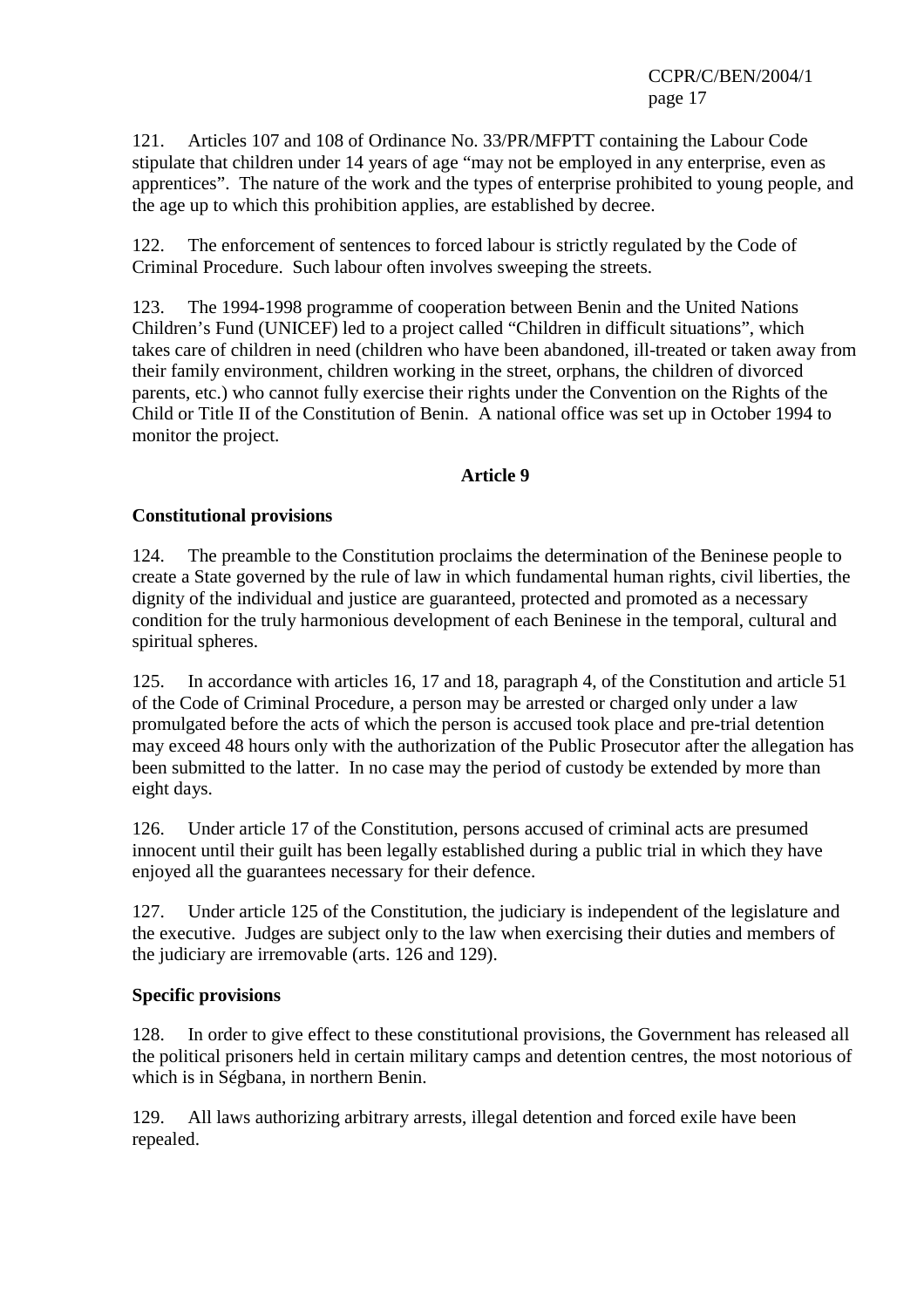121. Articles 107 and 108 of Ordinance No. 33/PR/MFPTT containing the Labour Code stipulate that children under 14 years of age “may not be employed in any enterprise, even as apprentices”. The nature of the work and the types of enterprise prohibited to young people, and the age up to which this prohibition applies, are established by decree.

122. The enforcement of sentences to forced labour is strictly regulated by the Code of Criminal Procedure. Such labour often involves sweeping the streets.

123. The 1994-1998 programme of cooperation between Benin and the United Nations Children’s Fund (UNICEF) led to a project called “Children in difficult situations”, which takes care of children in need (children who have been abandoned, ill-treated or taken away from their family environment, children working in the street, orphans, the children of divorced parents, etc.) who cannot fully exercise their rights under the Convention on the Rights of the Child or Title II of the Constitution of Benin. A national office was set up in October 1994 to monitor the project.

## Article 9

### Constitutional provisions

124. The preamble to the Constitution proclaims the determination of the Beninese people to create a State governed by the rule of law in which fundamental human rights, civil liberties, the dignity of the individual and justice are guaranteed, protected and promoted as a necessary condition for the truly harmonious development of each Beninese in the temporal, cultural and spiritual spheres.

125. In accordance with articles 16, 17 and 18, paragraph 4, of the Constitution and article 51 of the Code of Criminal Procedure, a person may be arrested or charged only under a law promulgated before the acts of which the person is accused took place and pre-trial detention may exceed 48 hours only with the authorization of the Public Prosecutor after the allegation has been submitted to the latter. In no case may the period of custody be extended by more than eight days.

126. Under article 17 of the Constitution, persons accused of criminal acts are presumed innocent until their guilt has been legally established during a public trial in which they have enjoyed all the guarantees necessary for their defence.

127. Under article 125 of the Constitution, the judiciary is independent of the legislature and the executive. Judges are subject only to the law when exercising their duties and members of the judiciary are irremovable (arts. 126 and 129).

### Specific provisions

128. In order to give effect to these constitutional provisions, the Government has released all the political prisoners held in certain military camps and detention centres, the most notorious of which is in Ségbana, in northern Benin.

129. All laws authorizing arbitrary arrests, illegal detention and forced exile have been repealed.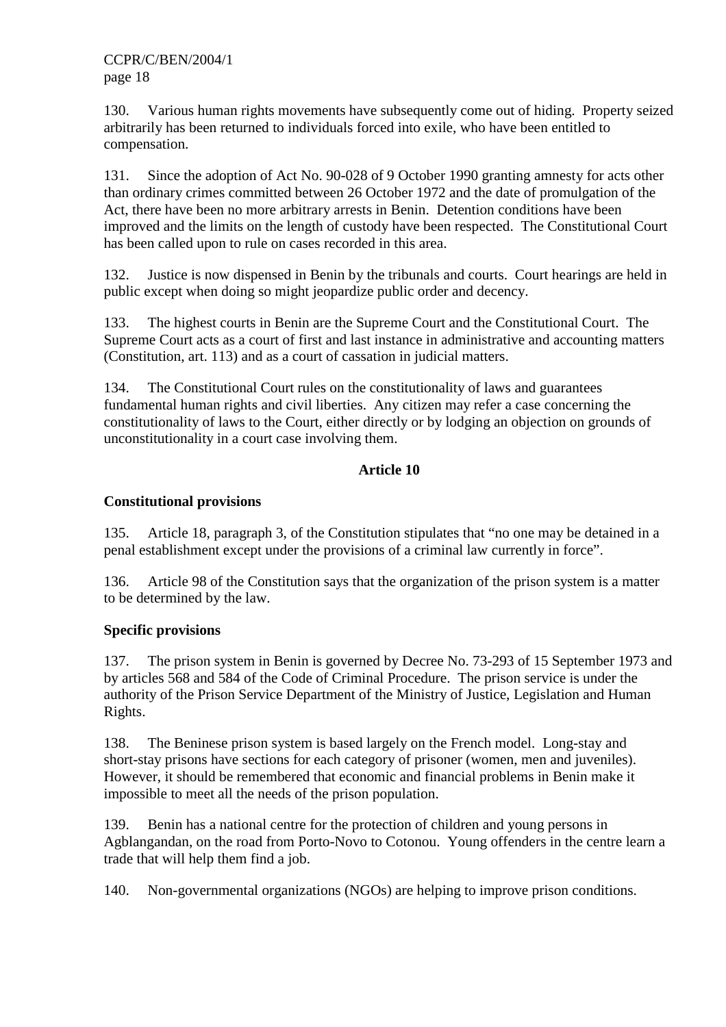130. Various human rights movements have subsequently come out of hiding. Property seized arbitrarily has been returned to individuals forced into exile, who have been entitled to compensation.

131. Since the adoption of Act No. 90-028 of 9 October 1990 granting amnesty for acts other than ordinary crimes committed between 26 October 1972 and the date of promulgation of the Act, there have been no more arbitrary arrests in Benin. Detention conditions have been improved and the limits on the length of custody have been respected. The Constitutional Court has been called upon to rule on cases recorded in this area.

132. Justice is now dispensed in Benin by the tribunals and courts. Court hearings are held in public except when doing so might jeopardize public order and decency.

133. The highest courts in Benin are the Supreme Court and the Constitutional Court. The Supreme Court acts as a court of first and last instance in administrative and accounting matters (Constitution, art. 113) and as a court of cassation in judicial matters.

134. The Constitutional Court rules on the constitutionality of laws and guarantees fundamental human rights and civil liberties. Any citizen may refer a case concerning the constitutionality of laws to the Court, either directly or by lodging an objection on grounds of unconstitutionality in a court case involving them.

## Article 10

### Constitutional provisions

135. Article 18, paragraph 3, of the Constitution stipulates that "no one may be detained in a penal establishment except under the provisions of a criminal law currently in force".

136. Article 98 of the Constitution says that the organization of the prison system is a matter to be determined by the law.

### Specific provisions

137. The prison system in Benin is governed by Decree No. 73-293 of 15 September 1973 and by articles 568 and 584 of the Code of Criminal Procedure. The prison service is under the authority of the Prison Service Department of the Ministry of Justice, Legislation and Human Rights.

138. The Beninese prison system is based largely on the French model. Long-stay and short-stay prisons have sections for each category of prisoner (women, men and juveniles). However, it should be remembered that economic and financial problems in Benin make it impossible to meet all the needs of the prison population.

139. Benin has a national centre for the protection of children and young persons in Agblangandan, on the road from Porto-Novo to Cotonou. Young offenders in the centre learn a trade that will help them find a job.

140. Non-governmental organizations (NGOs) are helping to improve prison conditions.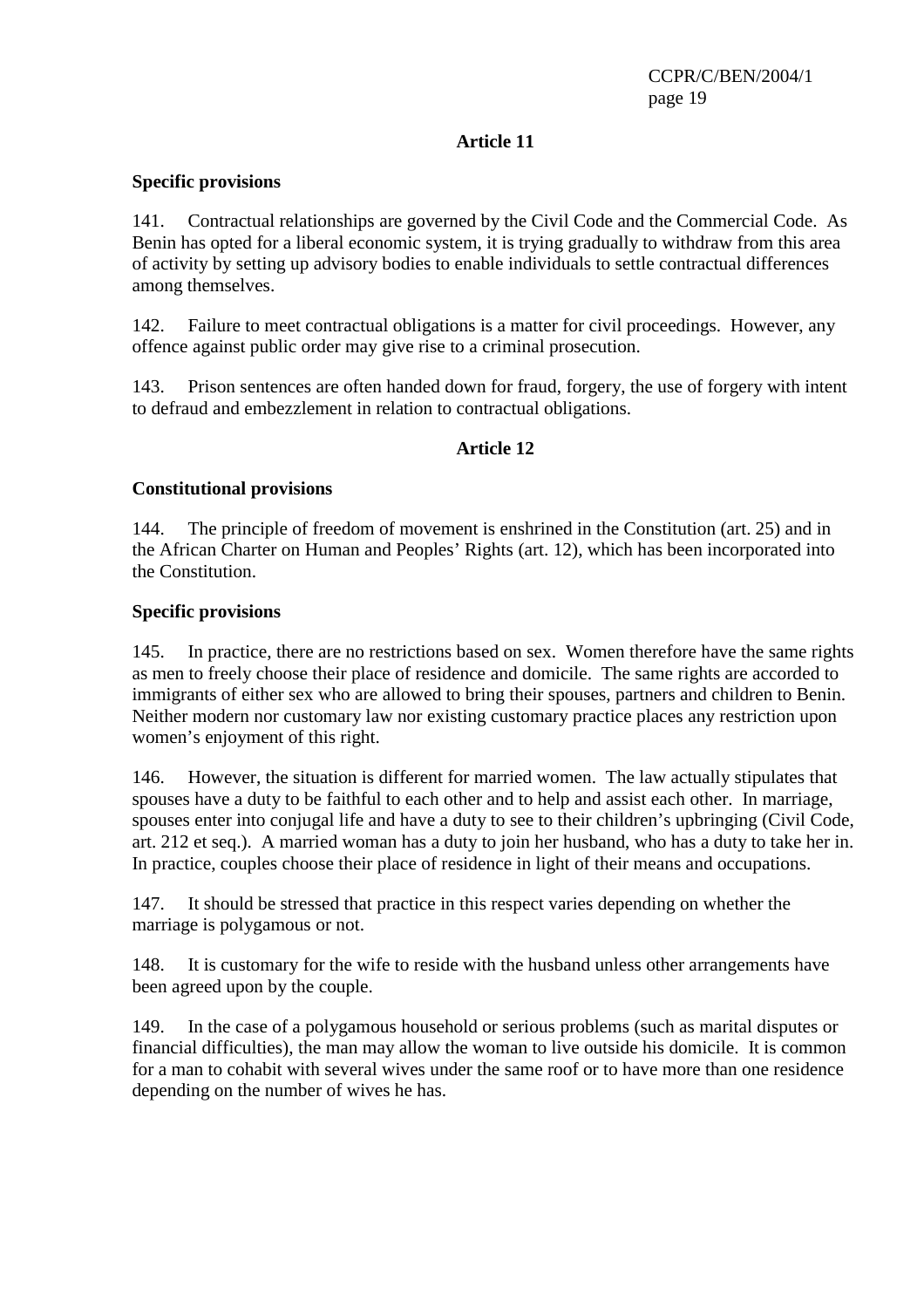## Article 11

**Specific provisions**

141. Contractual relationships are governed by the Civil Code and the Commercial Code. As Benin has opted for a liberal economic system, it is trying gradually to withdraw from this area of activity by setting up advisory bodies to enable individuals to settle contractual differences among themselves.

142. Failure to meet contractual obligations is a matter for civil proceedings. However, any offence against public order may give rise to a criminal prosecution.

143. Prison sentences are often handed down for fraud, forgery, the use of forgery with intent to defraud and embezzlement in relation to contractual obligations.

## Article 12

**Constitutional provisions**

144. The principle of freedom of movement is enshrined in the Constitution (art. 25) and in the African Charter on Human and Peoples' Rights (art. 12), which has been incorporated into the Constitution.

**Specific provisions**

145. In practice, there are no restrictions based on sex. Women therefore have the same rights as men to freely choose their place of residence and domicile. The same rights are accorded to immigrants of either sex who are allowed to bring their spouses, partners and children to Benin. Neither modern nor customary law nor existing customary practice places any restriction upon women's enjoyment of this right.

146. However, the situation is different for married women. The law actually stipulates that spouses have a duty to be faithful to each other and to help and assist each other. In marriage, spouses enter into conjugal life and have a duty to see to their children's upbringing (Civil Code, art. 212 et seq.). A married woman has a duty to join her husband, who has a duty to take her in. In practice, couples choose their place of residence in light of their means and occupations.

147. It should be stressed that practice in this respect varies depending on whether the marriage is polygamous or not.

148. It is customary for the wife to reside with the husband unless other arrangements have been agreed upon by the couple.

149. In the case of a polygamous household or serious problems (such as marital disputes or financial difficulties), the man may allow the woman to live outside his domicile. It is common for a man to cohabit with several wives under the same roof or to have more than one residence depending on the number of wives he has.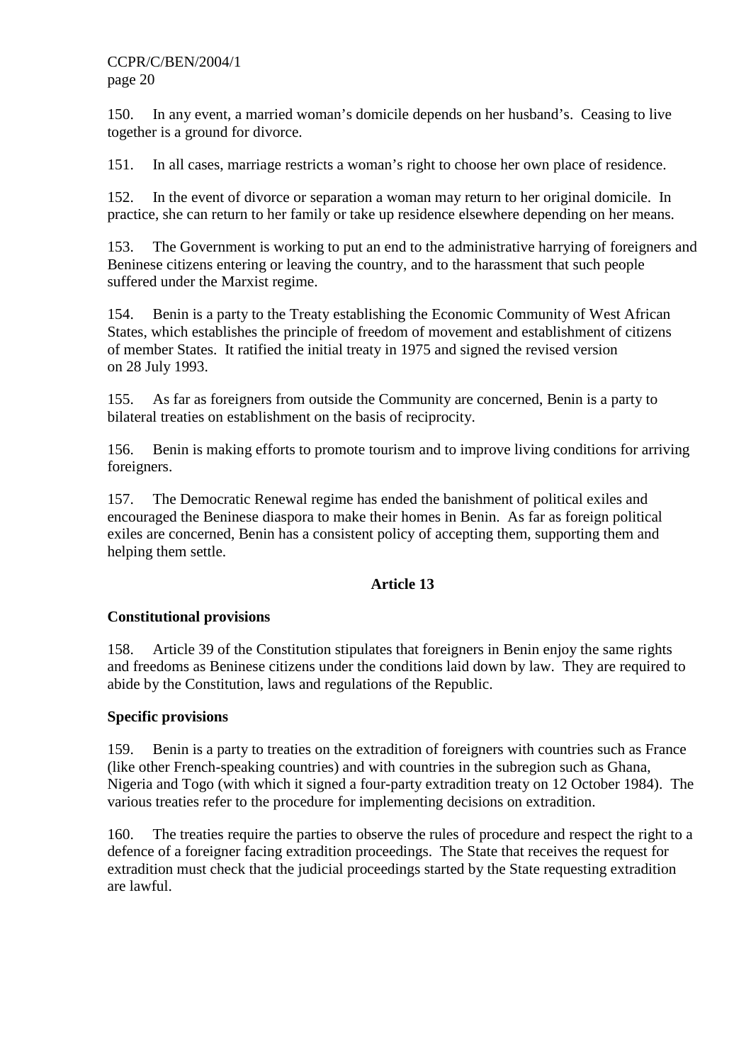150. In any event, a married woman's domicile depends on her husband's. Ceasing to live together is a ground for divorce.

151. In all cases, marriage restricts a woman's right to choose her own place of residence.

152. In the event of divorce or separation a woman may return to her original domicile. In practice, she can return to her family or take up residence elsewhere depending on her means.

153. The Government is working to put an end to the administrative harrying of foreigners and Beninese citizens entering or leaving the country, and to the harassment that such people suffered under the Marxist regime.

154. Benin is a party to the Treaty establishing the Economic Community of West African States, which establishes the principle of freedom of movement and establishment of citizens of member States. It ratified the initial treaty in 1975 and signed the revised version on 28 July 1993.

155. As far as foreigners from outside the Community are concerned, Benin is a party to bilateral treaties on establishment on the basis of reciprocity.

156. Benin is making efforts to promote tourism and to improve living conditions for arriving foreigners.

157. The Democratic Renewal regime has ended the banishment of political exiles and encouraged the Beninese diaspora to make their homes in Benin. As far as foreign political exiles are concerned, Benin has a consistent policy of accepting them, supporting them and helping them settle.

## Article 13

### Constitutional provisions

158. Article 39 of the Constitution stipulates that foreigners in Benin enjoy the same rights and freedoms as Beninese citizens under the conditions laid down by law. They are required to abide by the Constitution, laws and regulations of the Republic.

### Specific provisions

159. Benin is a party to treaties on the extradition of foreigners with countries such as France (like other French-speaking countries) and with countries in the subregion such as Ghana, Nigeria and Togo (with which it signed a four-party extradition treaty on 12 October 1984). The various treaties refer to the procedure for implementing decisions on extradition.

160. The treaties require the parties to observe the rules of procedure and respect the right to a defence of a foreigner facing extradition proceedings. The State that receives the request for extradition must check that the judicial proceedings started by the State requesting extradition are lawful.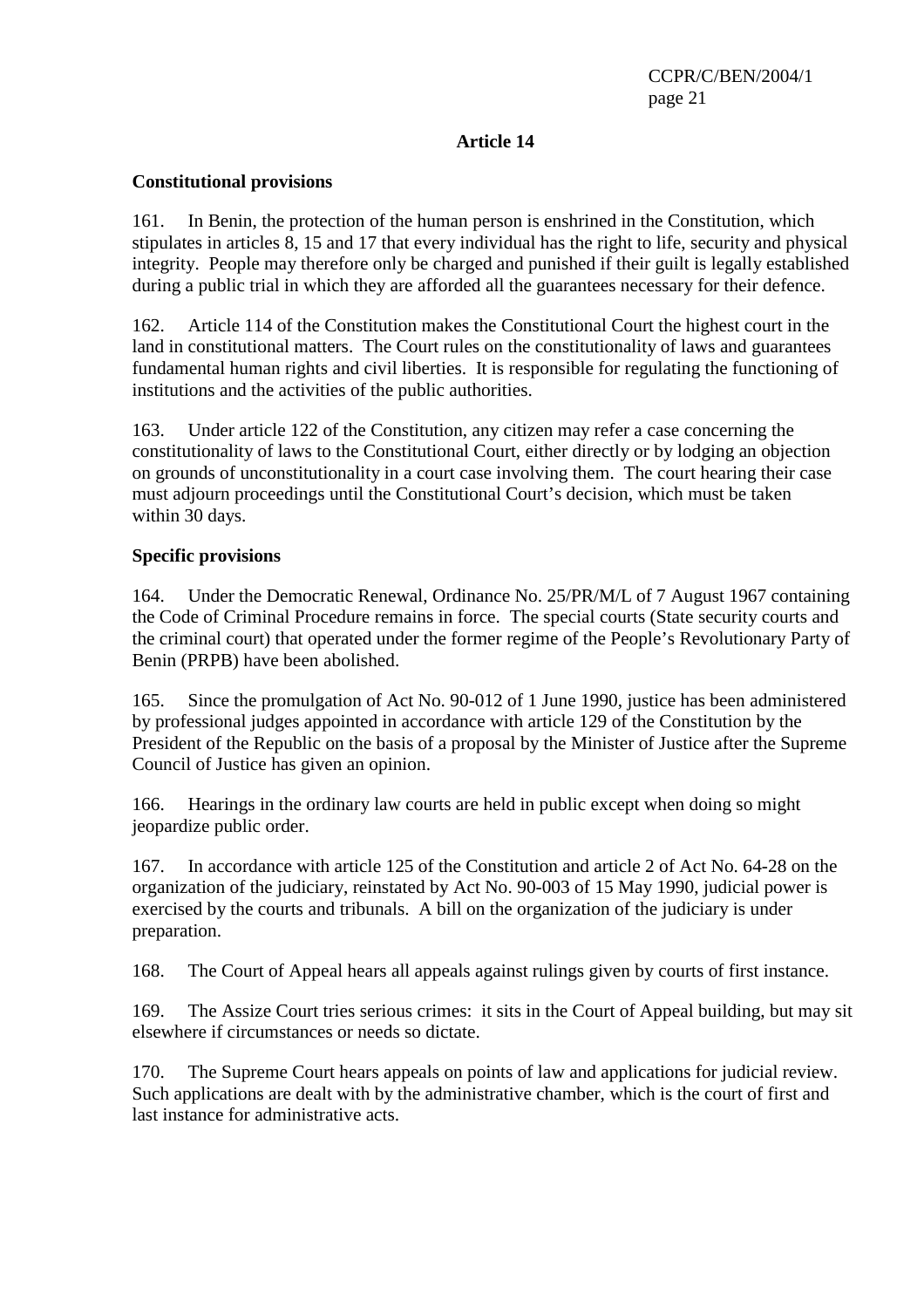### Article 14

**Constitutional provisions**

161. In Benin, the protection of the human person is enshrined in the Constitution, which stipulates in articles 8, 15 and 17 that every individual has the right to life, security and physical integrity. People may therefore only be charged and punished if their guilt is legally established during a public trial in which they are afforded all the guarantees necessary for their defence.

162. Article 114 of the Constitution makes the Constitutional Court the highest court in the land in constitutional matters. The Court rules on the constitutionality of laws and guarantees fundamental human rights and civil liberties. It is responsible for regulating the functioning of institutions and the activities of the public authorities.

163. Under article 122 of the Constitution, any citizen may refer a case concerning the constitutionality of laws to the Constitutional Court, either directly or by lodging an objection on grounds of unconstitutionality in a court case involving them. The court hearing their case must adjourn proceedings until the Constitutional Court's decision, which must be taken within 30 days.

**Specific provisions**

164. Under the Democratic Renewal, Ordinance No. 25/PR/M/L of 7 August 1967 containing the Code of Criminal Procedure remains in force. The special courts (State security courts and the criminal court) that operated under the former regime of the People's Revolutionary Party of Benin (PRPB) have been abolished.

165. Since the promulgation of Act No. 90-012 of 1 June 1990, justice has been administered by professional judges appointed in accordance with article 129 of the Constitution by the President of the Republic on the basis of a proposal by the Minister of Justice after the Supreme Council of Justice has given an opinion.

166. Hearings in the ordinary law courts are held in public except when doing so might jeopardize public order.

167. In accordance with article 125 of the Constitution and article 2 of Act No. 64-28 on the organization of the judiciary, reinstated by Act No. 90-003 of 15 May 1990, judicial power is exercised by the courts and tribunals. A bill on the organization of the judiciary is under preparation.

168. The Court of Appeal hears all appeals against rulings given by courts of first instance.

169. The Assize Court tries serious crimes: it sits in the Court of Appeal building, but may sit elsewhere if circumstances or needs so dictate.

170. The Supreme Court hears appeals on points of law and applications for judicial review. Such applications are dealt with by the administrative chamber, which is the court of first and last instance for administrative acts.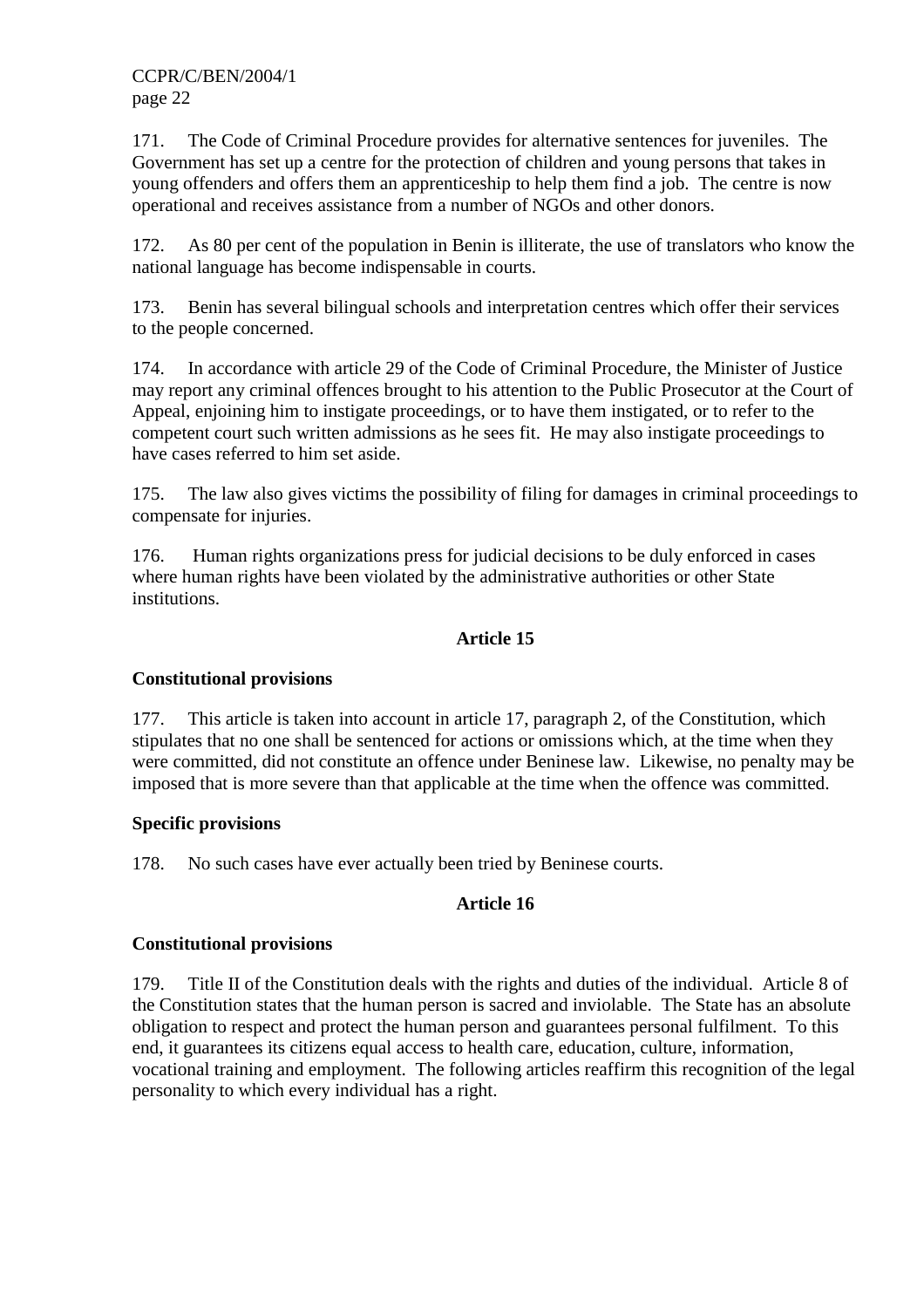171. The Code of Criminal Procedure provides for alternative sentences for juveniles. The Government has set up a centre for the protection of children and young persons that takes in young offenders and offers them an apprenticeship to help them find a job. The centre is now operational and receives assistance from a number of NGOs and other donors.

172. As 80 per cent of the population in Benin is illiterate, the use of translators who know the national language has become indispensable in courts.

173. Benin has several bilingual schools and interpretation centres which offer their services to the people concerned.

174. In accordance with article 29 of the Code of Criminal Procedure, the Minister of Justice may report any criminal offences brought to his attention to the Public Prosecutor at the Court of Appeal, enjoining him to instigate proceedings, or to have them instigated, or to refer to the competent court such written admissions as he sees fit. He may also instigate proceedings to have cases referred to him set aside.

175. The law also gives victims the possibility of filing for damages in criminal proceedings to compensate for injuries.

176. Human rights organizations press for judicial decisions to be duly enforced in cases where human rights have been violated by the administrative authorities or other State institutions.

## Article 15

### Constitutional provisions

177. This article is taken into account in article 17, paragraph 2, of the Constitution, which stipulates that no one shall be sentenced for actions or omissions which, at the time when they were committed, did not constitute an offence under Beninese law. Likewise, no penalty may be imposed that is more severe than that applicable at the time when the offence was committed.

### Specific provisions

178. No such cases have ever actually been tried by Beninese courts.

## Article 16

### Constitutional provisions

179. Title II of the Constitution deals with the rights and duties of the individual. Article 8 of the Constitution states that the human person is sacred and inviolable. The State has an absolute obligation to respect and protect the human person and guarantees personal fulfilment. To this end, it guarantees its citizens equal access to health care, education, culture, information, vocational training and employment. The following articles reaffirm this recognition of the legal personality to which every individual has a right.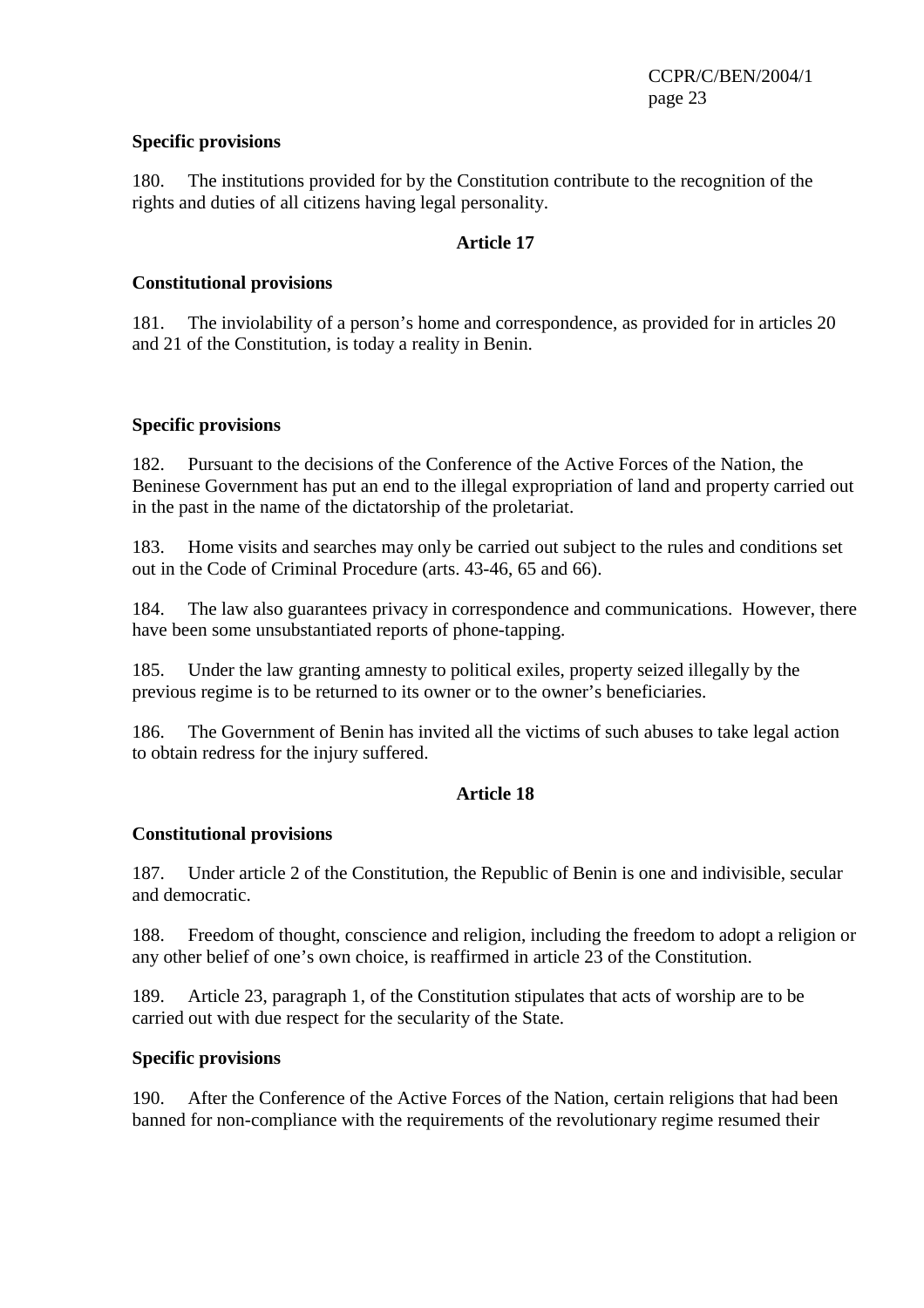**Specific provisions**

180. The institutions provided for by the Constitution contribute to the recognition of the rights and duties of all citizens having legal personality.

**Article 17**

**Constitutional provisions**

181. The inviolability of a person's home and correspondence, as provided for in articles 20 and 21 of the Constitution, is today a reality in Benin.

**Specific provisions**

182. Pursuant to the decisions of the Conference of the Active Forces of the Nation, the Beninese Government has put an end to the illegal expropriation of land and property carried out in the past in the name of the dictatorship of the proletariat.

183. Home visits and searches may only be carried out subject to the rules and conditions set out in the Code of Criminal Procedure (arts. 43-46, 65 and 66).

184. The law also guarantees privacy in correspondence and communications. However, there have been some unsubstantiated reports of phone-tapping.

185. Under the law granting amnesty to political exiles, property seized illegally by the previous regime is to be returned to its owner or to the owner's beneficiaries.

186. The Government of Benin has invited all the victims of such abuses to take legal action to obtain redress for the injury suffered.

**Article 18**

**Constitutional provisions**

187. Under article 2 of the Constitution, the Republic of Benin is one and indivisible, secular and democratic.

188. Freedom of thought, conscience and religion, including the freedom to adopt a religion or any other belief of one's own choice, is reaffirmed in article 23 of the Constitution.

189. Article 23, paragraph 1, of the Constitution stipulates that acts of worship are to be carried out with due respect for the secularity of the State.

**Specific provisions**

190. After the Conference of the Active Forces of the Nation, certain religions that had been banned for non-compliance with the requirements of the revolutionary regime resumed their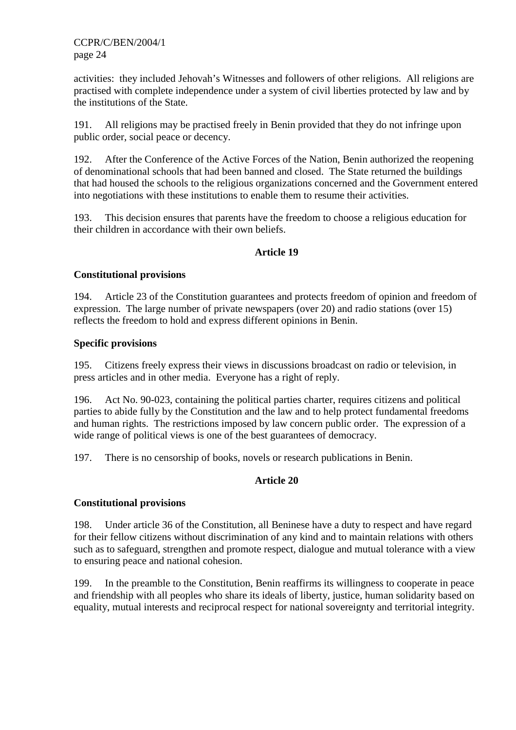activities: they included Jehovah's Witnesses and followers of other religions. All religions are practised with complete independence under a system of civil liberties protected by law and by the institutions of the State.

191. All religions may be practised freely in Benin provided that they do not infringe upon public order, social peace or decency.

192. After the Conference of the Active Forces of the Nation, Benin authorized the reopening of denominational schools that had been banned and closed. The State returned the buildings that had housed the schools to the religious organizations concerned and the Government entered into negotiations with these institutions to enable them to resume their activities.

193. This decision ensures that parents have the freedom to choose a religious education for their children in accordance with their own beliefs.

### Article 19

**Constitutional provisions**

194. Article 23 of the Constitution guarantees and protects freedom of opinion and freedom of expression. The large number of private newspapers (over 20) and radio stations (over 15) reflects the freedom to hold and express different opinions in Benin.

**Specific provisions**

195. Citizens freely express their views in discussions broadcast on radio or television, in press articles and in other media. Everyone has a right of reply.

196. Act No. 90-023, containing the political parties charter, requires citizens and political parties to abide fully by the Constitution and the law and to help protect fundamental freedoms and human rights. The restrictions imposed by law concern public order. The expression of a wide range of political views is one of the best guarantees of democracy.

197. There is no censorship of books, novels or research publications in Benin.

### Article 20

**Constitutional provisions**

198. Under article 36 of the Constitution, all Beninese have a duty to respect and have regard for their fellow citizens without discrimination of any kind and to maintain relations with others such as to safeguard, strengthen and promote respect, dialogue and mutual tolerance with a view to ensuring peace and national cohesion.

199. In the preamble to the Constitution, Benin reaffirms its willingness to cooperate in peace and friendship with all peoples who share its ideals of liberty, justice, human solidarity based on equality, mutual interests and reciprocal respect for national sovereignty and territorial integrity.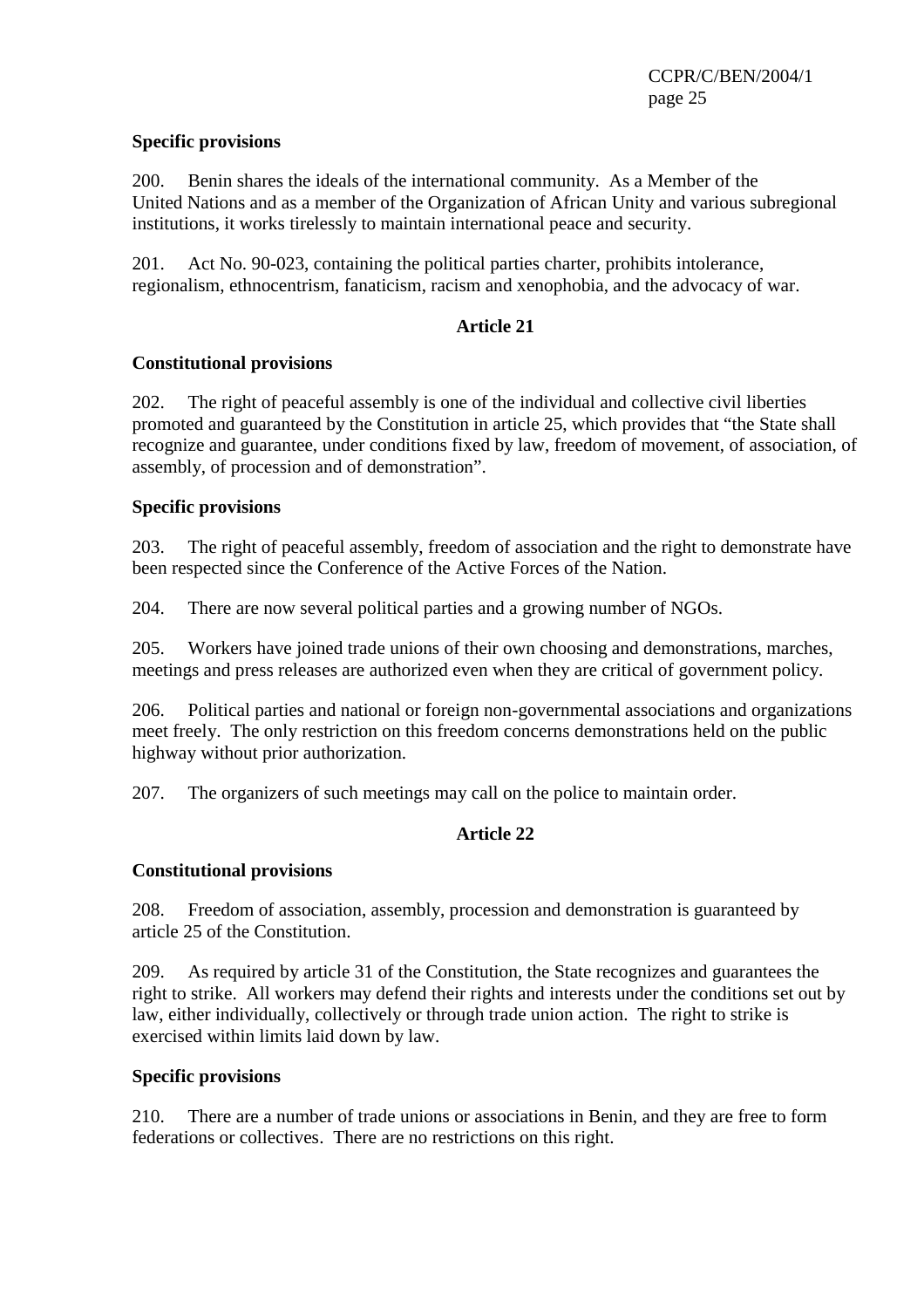**Specific provisions**

200. Benin shares the ideals of the international community. As a Member of the United Nations and as a member of the Organization of African Unity and various subregional institutions, it works tirelessly to maintain international peace and security.

201. Act No. 90-023, containing the political parties charter, prohibits intolerance, regionalism, ethnocentrism, fanaticism, racism and xenophobia, and the advocacy of war.

## Article 21

**Constitutional provisions**

202. The right of peaceful assembly is one of the individual and collective civil liberties promoted and guaranteed by the Constitution in article 25, which provides that "the State shall recognize and guarantee, under conditions fixed by law, freedom of movement, of association, of assembly, of procession and of demonstration".

**Specific provisions**

203. The right of peaceful assembly, freedom of association and the right to demonstrate have been respected since the Conference of the Active Forces of the Nation.

204. There are now several political parties and a growing number of NGOs.

205. Workers have joined trade unions of their own choosing and demonstrations, marches, meetings and press releases are authorized even when they are critical of government policy.

206. Political parties and national or foreign non-governmental associations and organizations meet freely. The only restriction on this freedom concerns demonstrations held on the public highway without prior authorization.

207. The organizers of such meetings may call on the police to maintain order.

## Article 22

**Constitutional provisions**

208. Freedom of association, assembly, procession and demonstration is guaranteed by article 25 of the Constitution.

209. As required by article 31 of the Constitution, the State recognizes and guarantees the right to strike. All workers may defend their rights and interests under the conditions set out by law, either individually, collectively or through trade union action. The right to strike is exercised within limits laid down by law.

**Specific provisions**

210. There are a number of trade unions or associations in Benin, and they are free to form federations or collectives. There are no restrictions on this right.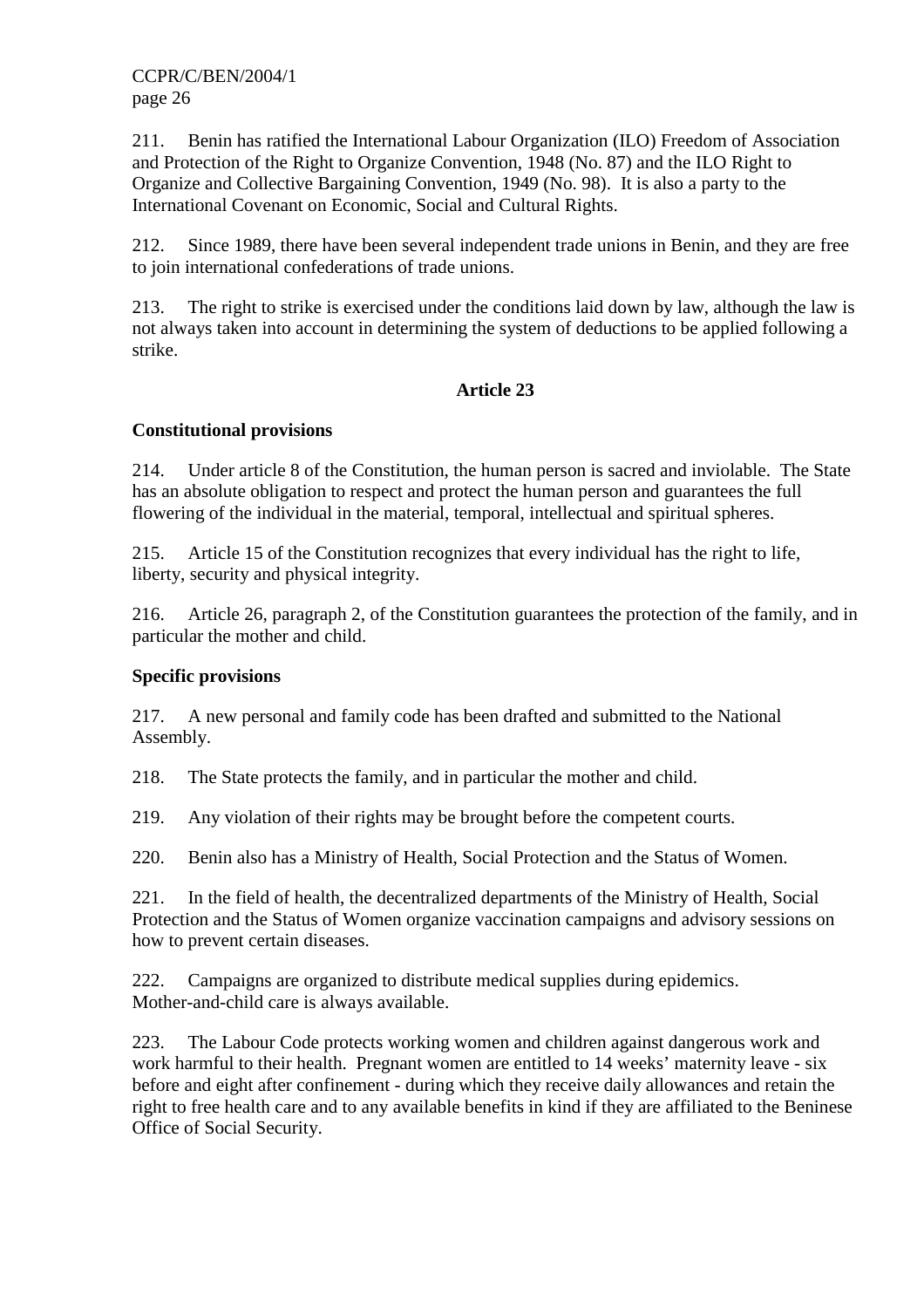211. Benin has ratified the International Labour Organization (ILO) Freedom of Association and Protection of the Right to Organize Convention, 1948 (No. 87) and the ILO Right to Organize and Collective Bargaining Convention, 1949 (No. 98). It is also a party to the International Covenant on Economic, Social and Cultural Rights.

212. Since 1989, there have been several independent trade unions in Benin, and they are free to join international confederations of trade unions.

213. The right to strike is exercised under the conditions laid down by law, although the law is not always taken into account in determining the system of deductions to be applied following a strike.

## Article 23

### Constitutional provisions

214. Under article 8 of the Constitution, the human person is sacred and inviolable. The State has an absolute obligation to respect and protect the human person and guarantees the full flowering of the individual in the material, temporal, intellectual and spiritual spheres.

215. Article 15 of the Constitution recognizes that every individual has the right to life, liberty, security and physical integrity.

216. Article 26, paragraph 2, of the Constitution guarantees the protection of the family, and in particular the mother and child.

### Specific provisions

217. A new personal and family code has been drafted and submitted to the National Assembly.

218. The State protects the family, and in particular the mother and child.

219. Any violation of their rights may be brought before the competent courts.

220. Benin also has a Ministry of Health, Social Protection and the Status of Women.

221. In the field of health, the decentralized departments of the Ministry of Health, Social Protection and the Status of Women organize vaccination campaigns and advisory sessions on how to prevent certain diseases.

222. Campaigns are organized to distribute medical supplies during epidemics. Mother-and-child care is always available.

223. The Labour Code protects working women and children against dangerous work and work harmful to their health. Pregnant women are entitled to 14 weeks' maternity leave - six before and eight after confinement - during which they receive daily allowances and retain the right to free health care and to any available benefits in kind if they are affiliated to the Beninese Office of Social Security.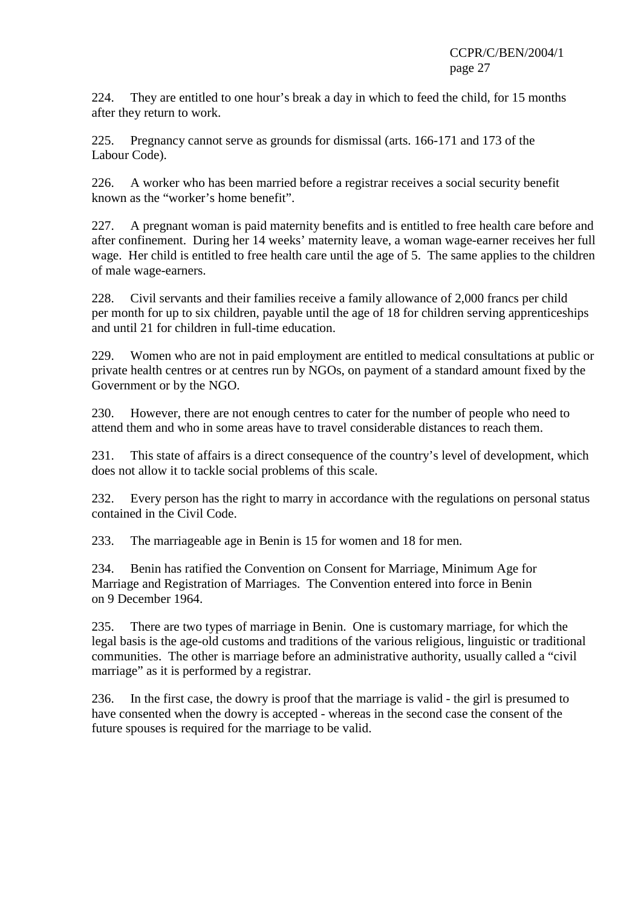224. They are entitled to one hour's break a day in which to feed the child, for 15 months after they return to work.

225. Pregnancy cannot serve as grounds for dismissal (arts. 166-171 and 173 of the Labour Code).

226. A worker who has been married before a registrar receives a social security benefit known as the "worker's home benefit".

227. A pregnant woman is paid maternity benefits and is entitled to free health care before and after confinement. During her 14 weeks' maternity leave, a woman wage-earner receives her full wage. Her child is entitled to free health care until the age of 5. The same applies to the children of male wage-earners.

228. Civil servants and their families receive a family allowance of 2,000 francs per child per month for up to six children, payable until the age of 18 for children serving apprenticeships and until 21 for children in full-time education.

229. Women who are not in paid employment are entitled to medical consultations at public or private health centres or at centres run by NGOs, on payment of a standard amount fixed by the Government or by the NGO.

230. However, there are not enough centres to cater for the number of people who need to attend them and who in some areas have to travel considerable distances to reach them.

231. This state of affairs is a direct consequence of the country's level of development, which does not allow it to tackle social problems of this scale.

232. Every person has the right to marry in accordance with the regulations on personal status contained in the Civil Code.

233. The marriageable age in Benin is 15 for women and 18 for men.

234. Benin has ratified the Convention on Consent for Marriage, Minimum Age for Marriage and Registration of Marriages. The Convention entered into force in Benin on 9 December 1964.

235. There are two types of marriage in Benin. One is customary marriage, for which the legal basis is the age-old customs and traditions of the various religious, linguistic or traditional communities. The other is marriage before an administrative authority, usually called a "civil marriage" as it is performed by a registrar.

236. In the first case, the dowry is proof that the marriage is valid - the girl is presumed to have consented when the dowry is accepted - whereas in the second case the consent of the future spouses is required for the marriage to be valid.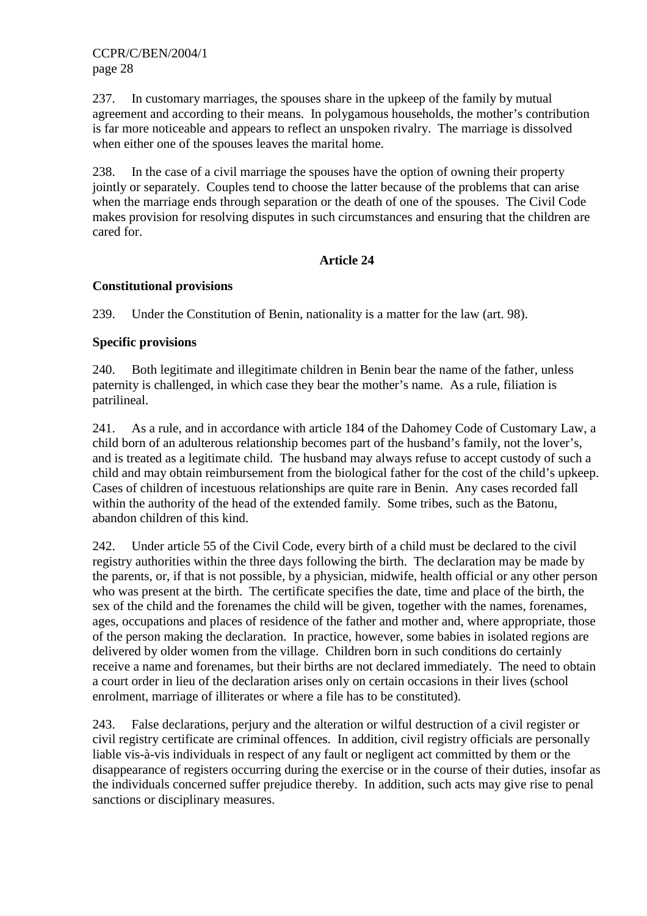237. In customary marriages, the spouses share in the upkeep of the family by mutual agreement and according to their means. In polygamous households, the mother's contribution is far more noticeable and appears to reflect an unspoken rivalry. The marriage is dissolved when either one of the spouses leaves the marital home.

238. In the case of a civil marriage the spouses have the option of owning their property jointly or separately. Couples tend to choose the latter because of the problems that can arise when the marriage ends through separation or the death of one of the spouses. The Civil Code makes provision for resolving disputes in such circumstances and ensuring that the children are cared for.

## Article 24

### Constitutional provisions

239. Under the Constitution of Benin, nationality is a matter for the law (art. 98).

### Specific provisions

240. Both legitimate and illegitimate children in Benin bear the name of the father, unless paternity is challenged, in which case they bear the mother's name. As a rule, filiation is patrilineal.

241. As a rule, and in accordance with article 184 of the Dahomey Code of Customary Law, a child born of an adulterous relationship becomes part of the husband's family, not the lover's, and is treated as a legitimate child. The husband may always refuse to accept custody of such a child and may obtain reimbursement from the biological father for the cost of the child's upkeep. Cases of children of incestuous relationships are quite rare in Benin. Any cases recorded fall within the authority of the head of the extended family. Some tribes, such as the Batonu, abandon children of this kind.

242. Under article 55 of the Civil Code, every birth of a child must be declared to the civil registry authorities within the three days following the birth. The declaration may be made by the parents, or, if that is not possible, by a physician, midwife, health official or any other person who was present at the birth. The certificate specifies the date, time and place of the birth, the sex of the child and the forenames the child will be given, together with the names, forenames, ages, occupations and places of residence of the father and mother and, where appropriate, those of the person making the declaration. In practice, however, some babies in isolated regions are delivered by older women from the village. Children born in such conditions do certainly receive a name and forenames, but their births are not declared immediately. The need to obtain a court order in lieu of the declaration arises only on certain occasions in their lives (school enrolment, marriage of illiterates or where a file has to be constituted).

243. False declarations, perjury and the alteration or wilful destruction of a civil register or civil registry certificate are criminal offences. In addition, civil registry officials are personally liable vis-à-vis individuals in respect of any fault or negligent act committed by them or the disappearance of registers occurring during the exercise or in the course of their duties, insofar as the individuals concerned suffer prejudice thereby. In addition, such acts may give rise to penal sanctions or disciplinary measures.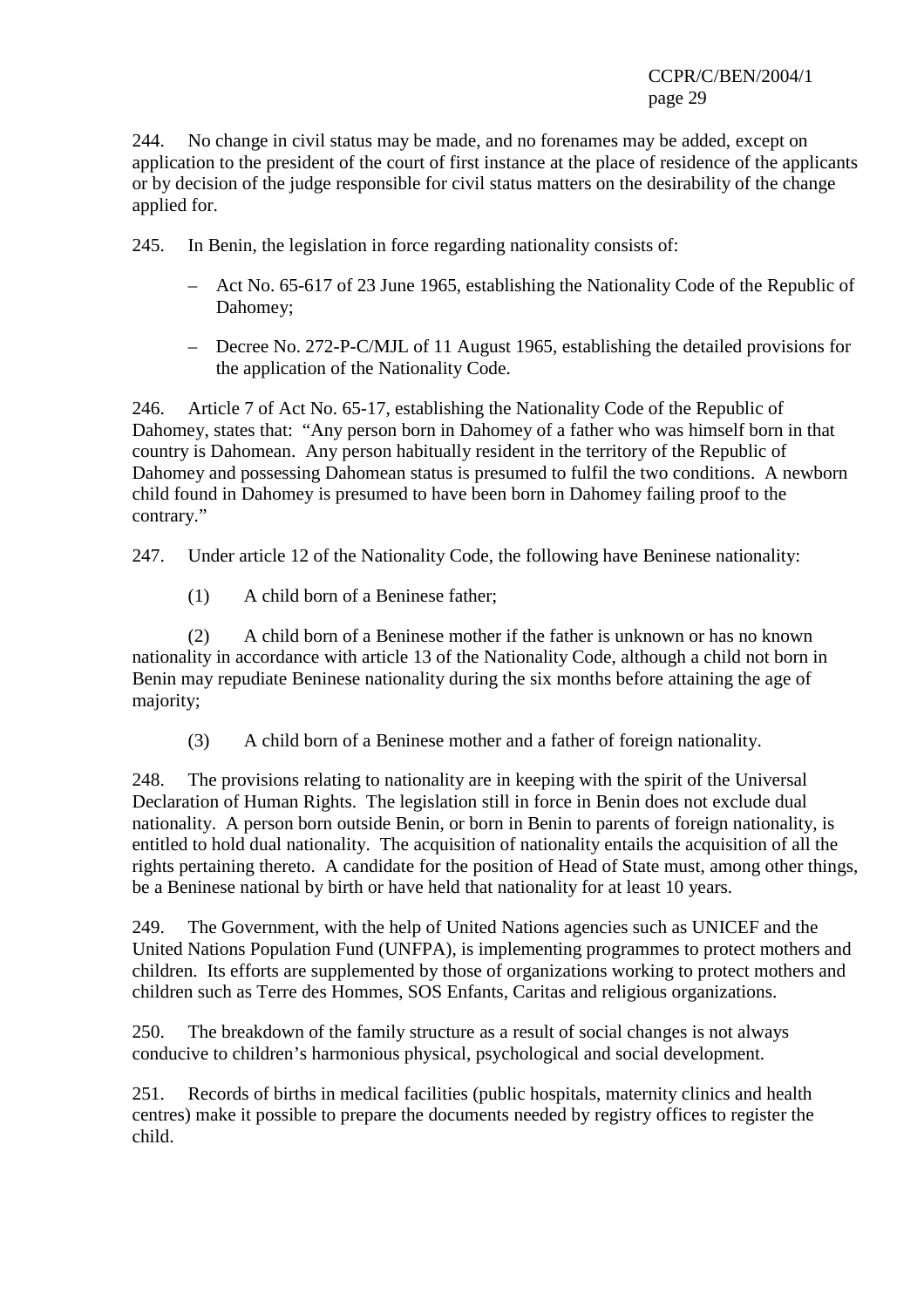244. No change in civil status may be made, and no forenames may be added, except on application to the president of the court of first instance at the place of residence of the applicants or by decision of the judge responsible for civil status matters on the desirability of the change applied for.

245. In Benin, the legislation in force regarding nationality consists of:

- Act No. 65-617 of 23 June 1965, establishing the Nationality Code of the Republic of Dahomey;
- Decree No. 272-P-C/MJL of 11 August 1965, establishing the detailed provisions for the application of the Nationality Code.

246. Article 7 of Act No. 65-17, establishing the Nationality Code of the Republic of Dahomey, states that: "Any person born in Dahomey of a father who was himself born in that country is Dahomean. Any person habitually resident in the territory of the Republic of Dahomey and possessing Dahomean status is presumed to fulfil the two conditions. A newborn child found in Dahomey is presumed to have been born in Dahomey failing proof to the contrary."

247. Under article 12 of the Nationality Code, the following have Beninese nationality:

(1) A child born of a Beninese father;

(2) A child born of a Beninese mother if the father is unknown or has no known nationality in accordance with article 13 of the Nationality Code, although a child not born in Benin may repudiate Beninese nationality during the six months before attaining the age of majority;

(3) A child born of a Beninese mother and a father of foreign nationality.

248. The provisions relating to nationality are in keeping with the spirit of the Universal Declaration of Human Rights. The legislation still in force in Benin does not exclude dual nationality. A person born outside Benin, or born in Benin to parents of foreign nationality, is entitled to hold dual nationality. The acquisition of nationality entails the acquisition of all the rights pertaining thereto. A candidate for the position of Head of State must, among other things, be a Beninese national by birth or have held that nationality for at least 10 years.

249. The Government, with the help of United Nations agencies such as UNICEF and the United Nations Population Fund (UNFPA), is implementing programmes to protect mothers and children. Its efforts are supplemented by those of organizations working to protect mothers and children such as Terre des Hommes, SOS Enfants, Caritas and religious organizations.

250. The breakdown of the family structure as a result of social changes is not always conducive to children's harmonious physical, psychological and social development.

251. Records of births in medical facilities (public hospitals, maternity clinics and health centres) make it possible to prepare the documents needed by registry offices to register the child.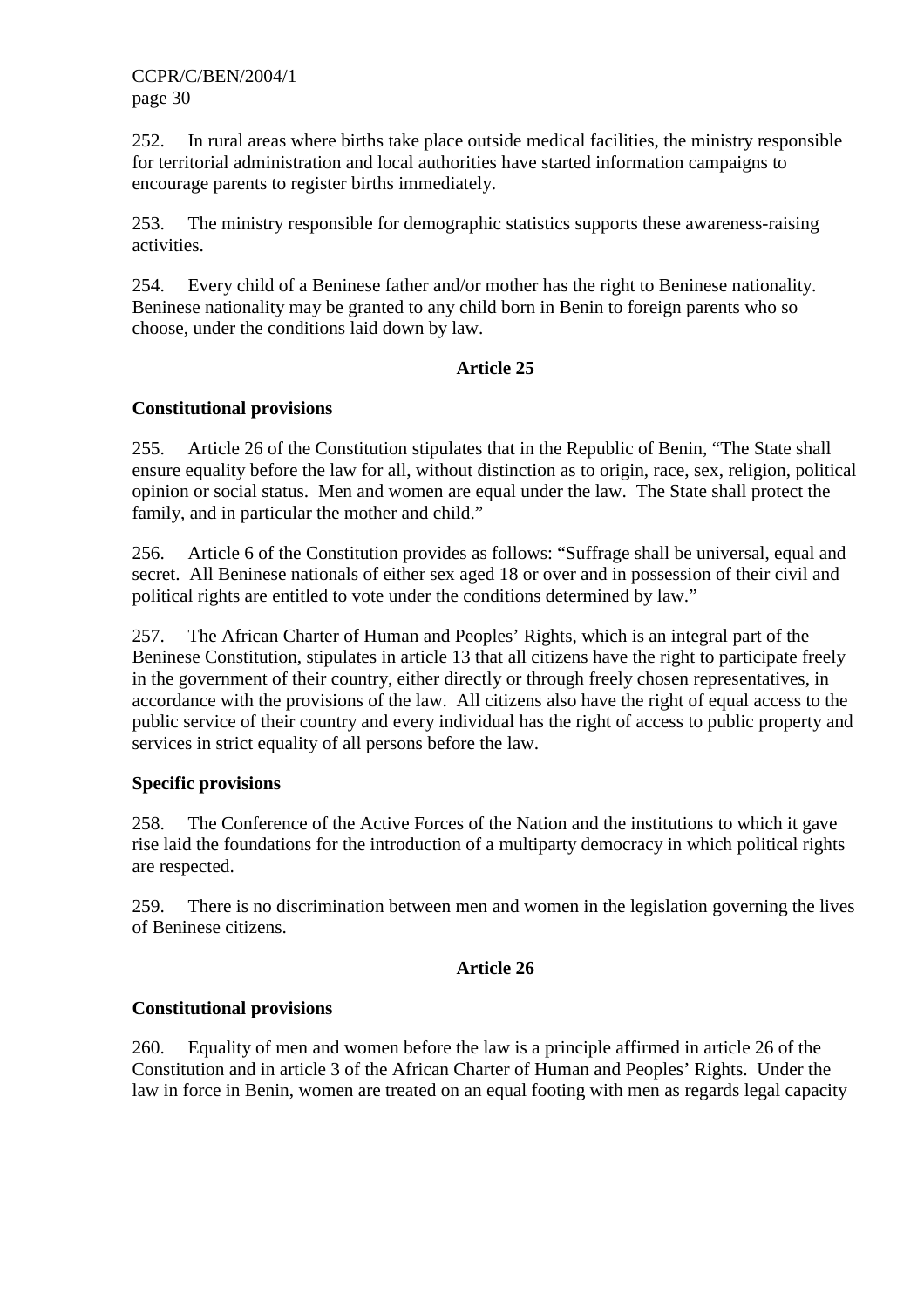252. In rural areas where births take place outside medical facilities, the ministry responsible for territorial administration and local authorities have started information campaigns to encourage parents to register births immediately.

253. The ministry responsible for demographic statistics supports these awareness-raising activities.

254. Every child of a Beninese father and/or mother has the right to Beninese nationality. Beninese nationality may be granted to any child born in Benin to foreign parents who so choose, under the conditions laid down by law.

## Article 25

### Constitutional provisions

255. Article 26 of the Constitution stipulates that in the Republic of Benin, "The State shall ensure equality before the law for all, without distinction as to origin, race, sex, religion, political opinion or social status. Men and women are equal under the law. The State shall protect the family, and in particular the mother and child."

256. Article 6 of the Constitution provides as follows: "Suffrage shall be universal, equal and secret. All Beninese nationals of either sex aged 18 or over and in possession of their civil and political rights are entitled to vote under the conditions determined by law."

257. The African Charter of Human and Peoples' Rights, which is an integral part of the Beninese Constitution, stipulates in article 13 that all citizens have the right to participate freely in the government of their country, either directly or through freely chosen representatives, in accordance with the provisions of the law. All citizens also have the right of equal access to the public service of their country and every individual has the right of access to public property and services in strict equality of all persons before the law.

### Specific provisions

258. The Conference of the Active Forces of the Nation and the institutions to which it gave rise laid the foundations for the introduction of a multiparty democracy in which political rights are respected.

259. There is no discrimination between men and women in the legislation governing the lives of Beninese citizens.

## Article 26

### Constitutional provisions

260. Equality of men and women before the law is a principle affirmed in article 26 of the Constitution and in article 3 of the African Charter of Human and Peoples' Rights. Under the law in force in Benin, women are treated on an equal footing with men as regards legal capacity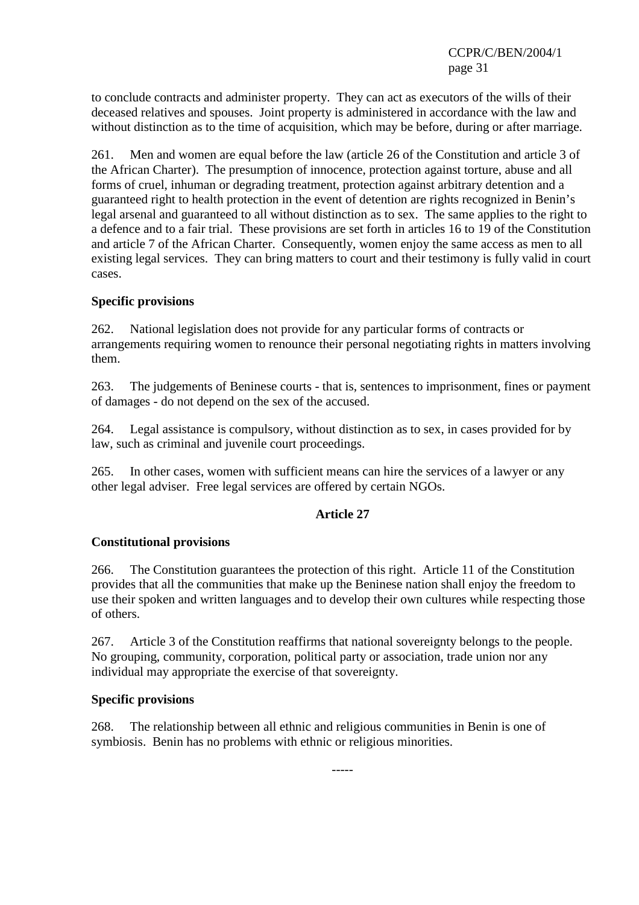to conclude contracts and administer property. They can act as executors of the wills of their deceased relatives and spouses. Joint property is administered in accordance with the law and without distinction as to the time of acquisition, which may be before, during or after marriage.

261. Men and women are equal before the law (article 26 of the Constitution and article 3 of the African Charter). The presumption of innocence, protection against torture, abuse and all forms of cruel, inhuman or degrading treatment, protection against arbitrary detention and a guaranteed right to health protection in the event of detention are rights recognized in Benin's legal arsenal and guaranteed to all without distinction as to sex. The same applies to the right to a defence and to a fair trial. These provisions are set forth in articles 16 to 19 of the Constitution and article 7 of the African Charter. Consequently, women enjoy the same access as men to all existing legal services. They can bring matters to court and their testimony is fully valid in court cases.

**Specific provisions**

262. National legislation does not provide for any particular forms of contracts or arrangements requiring women to renounce their personal negotiating rights in matters involving them.

263. The judgements of Beninese courts - that is, sentences to imprisonment, fines or payment of damages - do not depend on the sex of the accused.

264. Legal assistance is compulsory, without distinction as to sex, in cases provided for by law, such as criminal and juvenile court proceedings.

265. In other cases, women with sufficient means can hire the services of a lawyer or any other legal adviser. Free legal services are offered by certain NGOs.

## Article 27

**Constitutional provisions**

266. The Constitution guarantees the protection of this right. Article 11 of the Constitution provides that all the communities that make up the Beninese nation shall enjoy the freedom to use their spoken and written languages and to develop their own cultures while respecting those of others.

267. Article 3 of the Constitution reaffirms that national sovereignty belongs to the people. No grouping, community, corporation, political party or association, trade union nor any individual may appropriate the exercise of that sovereignty.

**Specific provisions**

268. The relationship between all ethnic and religious communities in Benin is one of symbiosis. Benin has no problems with ethnic or religious minorities.

-----